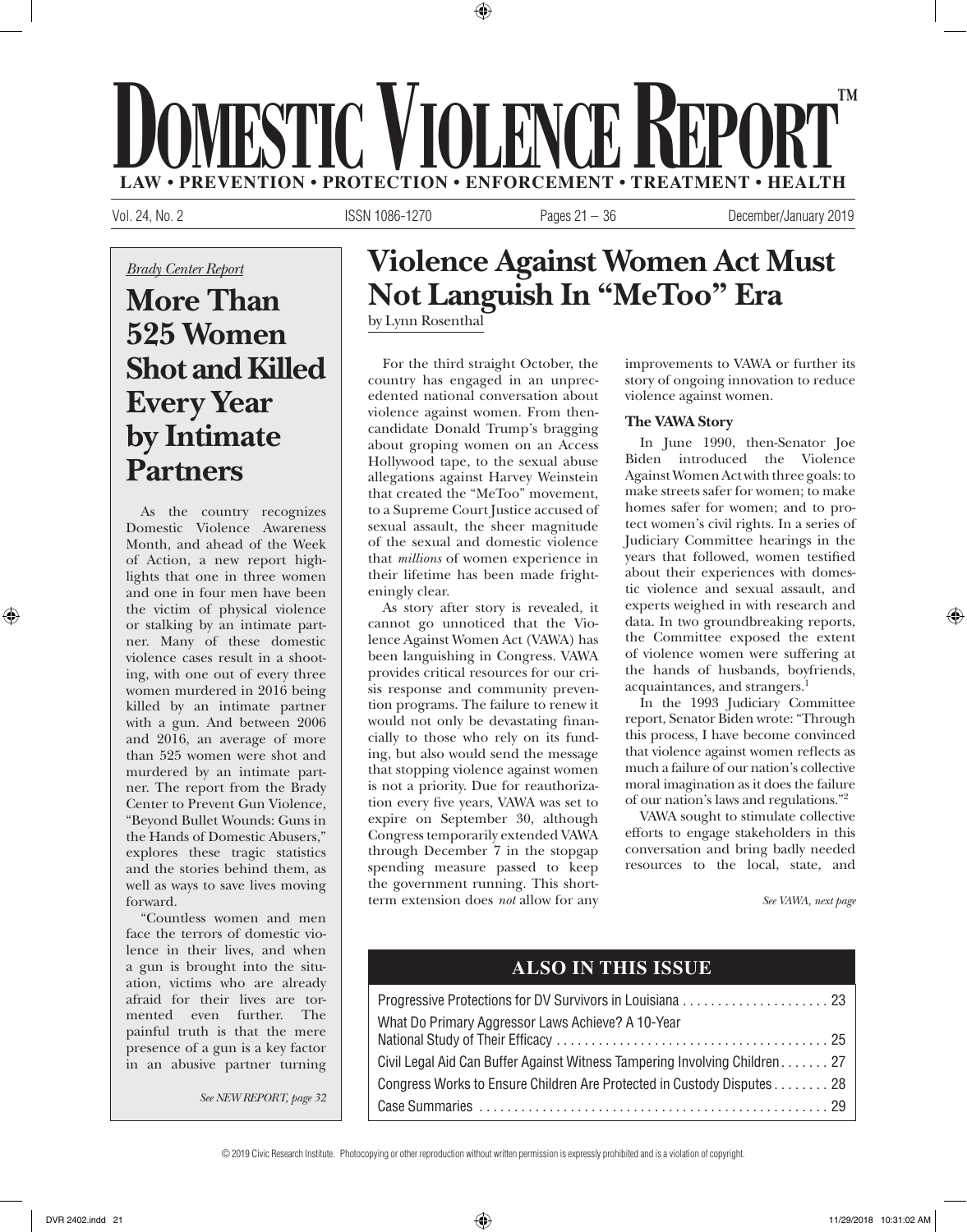# Domestic Violence Report™

**LAW • PREVENTION • PROTECTION • ENFORCEMENT • TREATMENT • HEALTH**

*Brady Center Report*

## More Than 525 Women Shot and Killed Every Year by Intimate Partners

As the country recognizes Domestic Violence Awareness Month, and ahead of the Week of Action, a new report highlights that one in three women and one in four men have been the victim of physical violence or stalking by an intimate partner. Many of these domestic violence cases result in a shooting, with one out of every three women murdered in 2016 being killed by an intimate partner with a gun. And between 2006 and 2016, an average of more than 525 women were shot and murdered by an intimate partner. The report from the Brady Center to Prevent Gun Violence, "Beyond Bullet Wounds: Guns in the Hands of Domestic Abusers," explores these tragic statistics and the stories behind them, as well as ways to save lives moving forward.

"Countless women and men face the terrors of domestic violence in their lives, and when a gun is brought into the situation, victims who are already afraid for their lives are tormented even further. The painful truth is that the mere presence of a gun is a key factor in an abusive partner turning

*See NEW REPORT, page 32*

## Violence Against Women Act Must Not Languish In "MeToo" Era

by Lynn Rosenthal

For the third straight October, the country has engaged in an unprecedented national conversation about violence against women. From then-candidate Donald Trump's bragging about groping women on an Access Hollywood tape, to the sexual abuse allegations against Harvey Weinstein that created the "MeToo" movement, to a Supreme Court Justice accused of sexual assault, the sheer magnitude of the sexual and domestic violence that *millions* of women experience in their lifetime has been made frighteningly clear.

As story after story is revealed, it cannot go unnoticed that the Violence Against Women Act (VAWA) has been languishing in Congress. VAWA provides critical resources for our crisis response and community prevention programs. The failure to renew it would not only be devastating financially to those who rely on its funding, but also would send the message that stopping violence against women is not a priority. Due for reauthorization every five years, VAWA was set to expire on September 30, although Congress temporarily extended VAWA through December 7 in the stopgap spending measure passed to keep the government running. This short-term extension does *not* allow for any improvements to VAWA or further its story of ongoing innovation to reduce violence against women.

### The VAWA Story

In June 1990, then-Senator Joe Biden introduced the Violence Against Women Act with three goals: to make streets safer for women; to make homes safer for women; and to protect women's civil rights. In a series of Judiciary Committee hearings in the years that followed, women testified about their experiences with domestic violence and sexual assault, and experts weighed in with research and data. In two groundbreaking reports, the Committee exposed the extent of violence women were suffering at the hands of husbands, boyfriends, acquaintances, and strangers.[1]

In the 1993 Judiciary Committee report, Senator Biden wrote: "Through this process, I have become convinced that violence against women reflects as much a failure of our nation's collective moral imagination as it does the failure of our nation's laws and regulations."[2]

VAWA sought to stimulate collective efforts to engage stakeholders in this conversation and bring badly needed resources to the local, state, and

*See VAWA, next page*

## ALSO IN THIS ISSUE

| | |
|---|---|
| Progressive Protections for DV Survivors in Louisiana | 23 |
| What Do Primary Aggressor Laws Achieve? A 10-Year National Study of Their Efficacy | 25 |
| Civil Legal Aid Can Buffer Against Witness Tampering Involving Children | 27 |
| Congress Works to Ensure Children Are Protected in Custody Disputes | 28 |
| Case Summaries | 29 |

© 2019 Civic Research Institute. Photocopying or other reproduction without written permission is expressly prohibited and is a violation of copyright.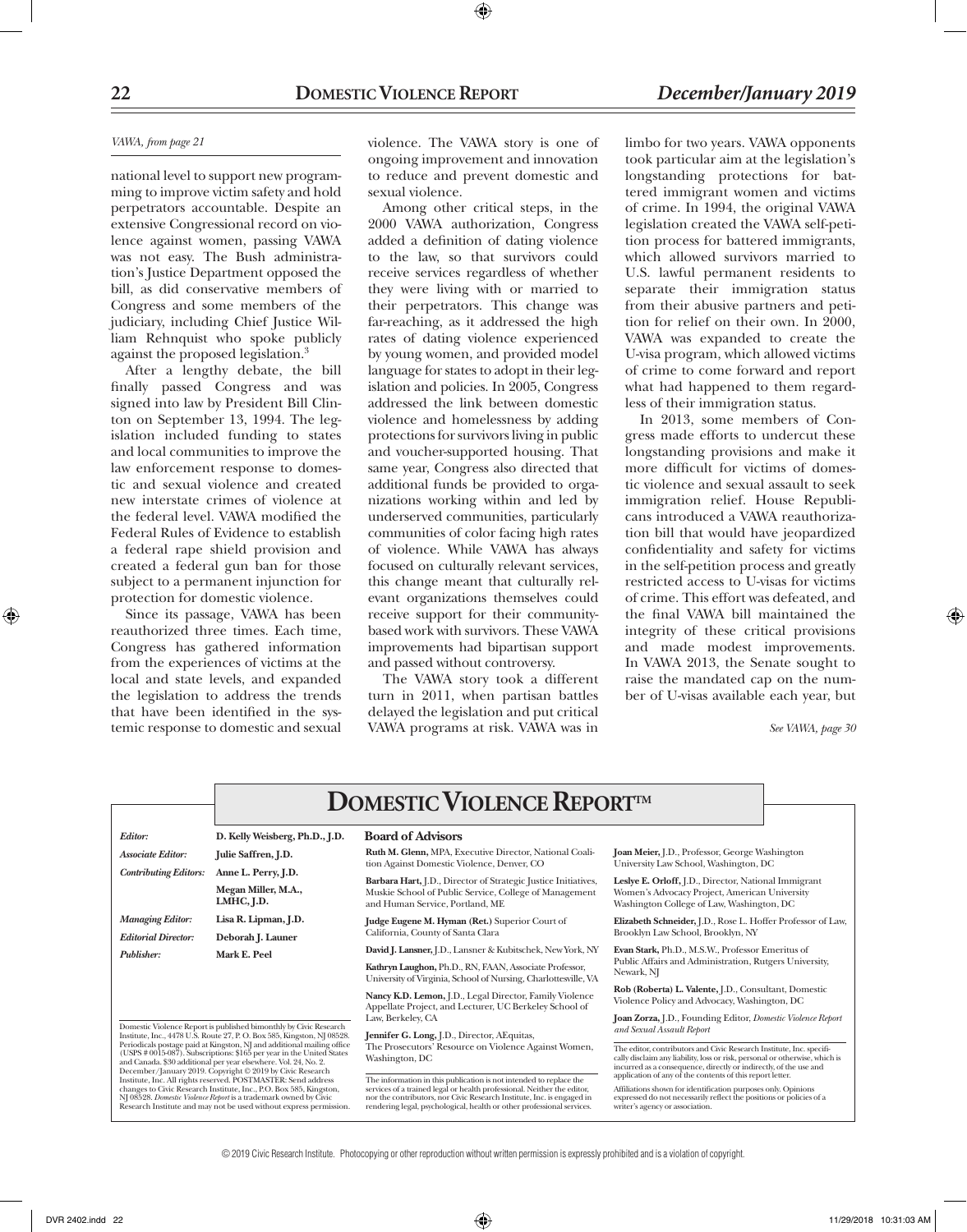*VAWA, from page 21*

national level to support new programming to improve victim safety and hold perpetrators accountable. Despite an extensive Congressional record on violence against women, passing VAWA was not easy. The Bush administration's Justice Department opposed the bill, as did conservative members of Congress and some members of the judiciary, including Chief Justice William Rehnquist who spoke publicly against the proposed legislation.[3]

After a lengthy debate, the bill finally passed Congress and was signed into law by President Bill Clinton on September 13, 1994. The legislation included funding to states and local communities to improve the law enforcement response to domestic and sexual violence and created new interstate crimes of violence at the federal level. VAWA modified the Federal Rules of Evidence to establish a federal rape shield provision and created a federal gun ban for those subject to a permanent injunction for protection for domestic violence.

Since its passage, VAWA has been reauthorized three times. Each time, Congress has gathered information from the experiences of victims at the local and state levels, and expanded the legislation to address the trends that have been identified in the systemic response to domestic and sexual violence. The VAWA story is one of ongoing improvement and innovation to reduce and prevent domestic and sexual violence.

Among other critical steps, in the 2000 VAWA authorization, Congress added a definition of dating violence to the law, so that survivors could receive services regardless of whether they were living with or married to their perpetrators. This change was far-reaching, as it addressed the high rates of dating violence experienced by young women, and provided model language for states to adopt in their legislation and policies. In 2005, Congress addressed the link between domestic violence and homelessness by adding protections for survivors living in public and voucher-supported housing. That same year, Congress also directed that additional funds be provided to organizations working within and led by underserved communities, particularly communities of color facing high rates of violence. While VAWA has always focused on culturally relevant services, this change meant that culturally relevant organizations themselves could receive support for their community-based work with survivors. These VAWA improvements had bipartisan support and passed without controversy.

The VAWA story took a different turn in 2011, when partisan battles delayed the legislation and put critical VAWA programs at risk. VAWA was in limbo for two years. VAWA opponents took particular aim at the legislation's longstanding protections for battered immigrant women and victims of crime. In 1994, the original VAWA legislation created the VAWA self-petition process for battered immigrants, which allowed survivors married to U.S. lawful permanent residents to separate their immigration status from their abusive partners and petition for relief on their own. In 2000, VAWA was expanded to create the U-visa program, which allowed victims of crime to come forward and report what had happened to them regardless of their immigration status.

In 2013, some members of Congress made efforts to undercut these longstanding provisions and make it more difficult for victims of domestic violence and sexual assault to seek immigration relief. House Republicans introduced a VAWA reauthorization bill that would have jeopardized confidentiality and safety for victims in the self-petition process and greatly restricted access to U-visas for victims of crime. This effort was defeated, and the final VAWA bill maintained the integrity of these critical provisions and made modest improvements. In VAWA 2013, the Senate sought to raise the mandated cap on the number of U-visas available each year, but

*See VAWA, page 30*

# DOMESTIC VIOLENCE REPORT™

| | |
|---|---|
| *Editor:* | **D. Kelly Weisberg, Ph.D., J.D.** |
| *Associate Editor:* | **Julie Saffren, J.D.** |
| *Contributing Editors:* | **Anne L. Perry, J.D.** |
| | **Megan Miller, M.A., LMHC, J.D.** |
| *Managing Editor:* | **Lisa R. Lipman, J.D.** |
| *Editorial Director:* | **Deborah J. Launer** |
| *Publisher:* | **Mark E. Peel** |

Domestic Violence Report is published bimonthly by Civic Research Institute, Inc., 4478 U.S. Route 27, P. O. Box 585, Kingston, NJ 08528. Periodicals postage paid at Kingston, NJ and additional mailing office (USPS # 0015-087). Subscriptions: $165 per year in the United States and Canada. $30 additional per year elsewhere. Vol. 24, No. 2. December/January 2019. Copyright © 2019 by Civic Research Institute, Inc. All rights reserved. POSTMASTER: Send address changes to Civic Research Institute, Inc., P.O. Box 585, Kingston, NJ 08528. *Domestic Violence Report* is a trademark owned by Civic Research Institute and may not be used without express permission.

**Board of Advisors**

**Ruth M. Glenn,** MPA, Executive Director, National Coalition Against Domestic Violence, Denver, CO

**Barbara Hart,** J.D., Director of Strategic Justice Initiatives, Muskie School of Public Service, College of Management and Human Service, Portland, ME

**Judge Eugene M. Hyman (Ret.)** Superior Court of California, County of Santa Clara

**David J. Lansner,** J.D., Lansner & Kubitschek, New York, NY

**Kathryn Laughon,** Ph.D., RN, FAAN, Associate Professor, University of Virginia, School of Nursing, Charlottesville, VA

**Nancy K.D. Lemon,** J.D., Legal Director, Family Violence Appellate Project, and Lecturer, UC Berkeley School of Law, Berkeley, CA

**Jennifer G. Long,** J.D., Director, AEquitas, The Prosecutors' Resource on Violence Against Women, Washington, DC

**Joan Meier,** J.D., Professor, George Washington University Law School, Washington, DC

**Leslye E. Orloff,** J.D., Director, National Immigrant Women's Advocacy Project, American University Washington College of Law, Washington, DC

**Elizabeth Schneider,** J.D., Rose L. Hoffer Professor of Law, Brooklyn Law School, Brooklyn, NY

**Evan Stark,** Ph.D., M.S.W., Professor Emeritus of Public Affairs and Administration, Rutgers University, Newark, NJ

**Rob (Roberta) L. Valente,** J.D., Consultant, Domestic Violence Policy and Advocacy, Washington, DC

**Joan Zorza,** J.D., Founding Editor, *Domestic Violence Report and Sexual Assault Report*

The information in this publication is not intended to replace the services of a trained legal or health professional. Neither the editor, nor the contributors, nor Civic Research Institute, Inc. is engaged in rendering legal, psychological, health or other professional services.

The editor, contributors and Civic Research Institute, Inc. specifically disclaim any liability, loss or risk, personal or otherwise, which is incurred as a consequence, directly or indirectly, of the use and application of any of the contents of this report letter.

Affiliations shown for identification purposes only. Opinions expressed do not necessarily reflect the positions or policies of a writer's agency or association.

© 2019 Civic Research Institute. Photocopying or other reproduction without written permission is expressly prohibited and is a violation of copyright.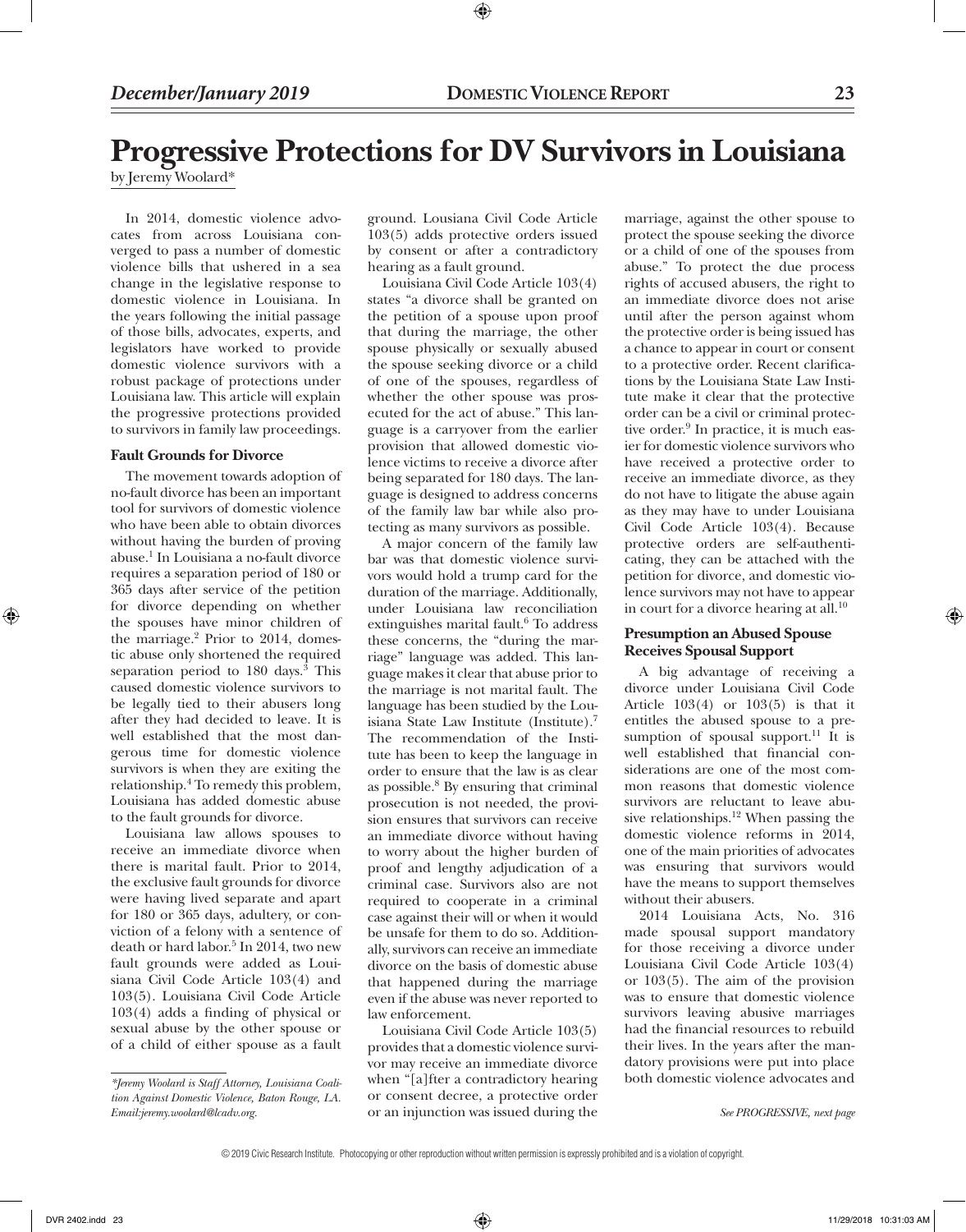# Progressive Protections for DV Survivors in Louisiana

by Jeremy Woolard*

In 2014, domestic violence advocates from across Louisiana converged to pass a number of domestic violence bills that ushered in a sea change in the legislative response to domestic violence in Louisiana. In the years following the initial passage of those bills, advocates, experts, and legislators have worked to provide domestic violence survivors with a robust package of protections under Louisiana law. This article will explain the progressive protections provided to survivors in family law proceedings.

### Fault Grounds for Divorce

The movement towards adoption of no-fault divorce has been an important tool for survivors of domestic violence who have been able to obtain divorces without having the burden of proving abuse.[1] In Louisiana a no-fault divorce requires a separation period of 180 or 365 days after service of the petition for divorce depending on whether the spouses have minor children of the marriage.[2] Prior to 2014, domestic abuse only shortened the required separation period to 180 days.[3] This caused domestic violence survivors to be legally tied to their abusers long after they had decided to leave. It is well established that the most dangerous time for domestic violence survivors is when they are exiting the relationship.[4] To remedy this problem, Louisiana has added domestic abuse to the fault grounds for divorce.

Louisiana law allows spouses to receive an immediate divorce when there is marital fault. Prior to 2014, the exclusive fault grounds for divorce were having lived separate and apart for 180 or 365 days, adultery, or conviction of a felony with a sentence of death or hard labor.[5] In 2014, two new fault grounds were added as Louisiana Civil Code Article 103(4) and 103(5). Louisiana Civil Code Article 103(4) adds a finding of physical or sexual abuse by the other spouse or of a child of either spouse as a fault ground. Lousiana Civil Code Article 103(5) adds protective orders issued by consent or after a contradictory hearing as a fault ground.

Louisiana Civil Code Article 103(4) states "a divorce shall be granted on the petition of a spouse upon proof that during the marriage, the other spouse physically or sexually abused the spouse seeking divorce or a child of one of the spouses, regardless of whether the other spouse was prosecuted for the act of abuse." This language is a carryover from the earlier provision that allowed domestic violence victims to receive a divorce after being separated for 180 days. The language is designed to address concerns of the family law bar while also protecting as many survivors as possible.

A major concern of the family law bar was that domestic violence survivors would hold a trump card for the duration of the marriage. Additionally, under Louisiana law reconciliation extinguishes marital fault.[6] To address these concerns, the "during the marriage" language was added. This language makes it clear that abuse prior to the marriage is not marital fault. The language has been studied by the Louisiana State Law Institute (Institute).[7] The recommendation of the Institute has been to keep the language in order to ensure that the law is as clear as possible.[8] By ensuring that criminal prosecution is not needed, the provision ensures that survivors can receive an immediate divorce without having to worry about the higher burden of proof and lengthy adjudication of a criminal case. Survivors also are not required to cooperate in a criminal case against their will or when it would be unsafe for them to do so. Additionally, survivors can receive an immediate divorce on the basis of domestic abuse that happened during the marriage even if the abuse was never reported to law enforcement.

Louisiana Civil Code Article 103(5) provides that a domestic violence survivor may receive an immediate divorce when "[a]fter a contradictory hearing or consent decree, a protective order or an injunction was issued during the marriage, against the other spouse to protect the spouse seeking the divorce or a child of one of the spouses from abuse." To protect the due process rights of accused abusers, the right to an immediate divorce does not arise until after the person against whom the protective order is being issued has a chance to appear in court or consent to a protective order. Recent clarifications by the Louisiana State Law Institute make it clear that the protective order can be a civil or criminal protective order.[9] In practice, it is much easier for domestic violence survivors who have received a protective order to receive an immediate divorce, as they do not have to litigate the abuse again as they may have to under Louisiana Civil Code Article 103(4). Because protective orders are self-authenticating, they can be attached with the petition for divorce, and domestic violence survivors may not have to appear in court for a divorce hearing at all.[10]

### Presumption an Abused Spouse Receives Spousal Support

A big advantage of receiving a divorce under Louisiana Civil Code Article 103(4) or 103(5) is that it entitles the abused spouse to a presumption of spousal support.[11] It is well established that financial considerations are one of the most common reasons that domestic violence survivors are reluctant to leave abusive relationships.[12] When passing the domestic violence reforms in 2014, one of the main priorities of advocates was ensuring that survivors would have the means to support themselves without their abusers.

2014 Louisiana Acts, No. 316 made spousal support mandatory for those receiving a divorce under Louisiana Civil Code Article 103(4) or 103(5). The aim of the provision was to ensure that domestic violence survivors leaving abusive marriages had the financial resources to rebuild their lives. In the years after the mandatory provisions were put into place both domestic violence advocates and

*See PROGRESSIVE, next page*

*\*Jeremy Woolard is Staff Attorney, Louisiana Coalition Against Domestic Violence, Baton Rouge, LA. Email:jeremy.woolard@lcadv.org.*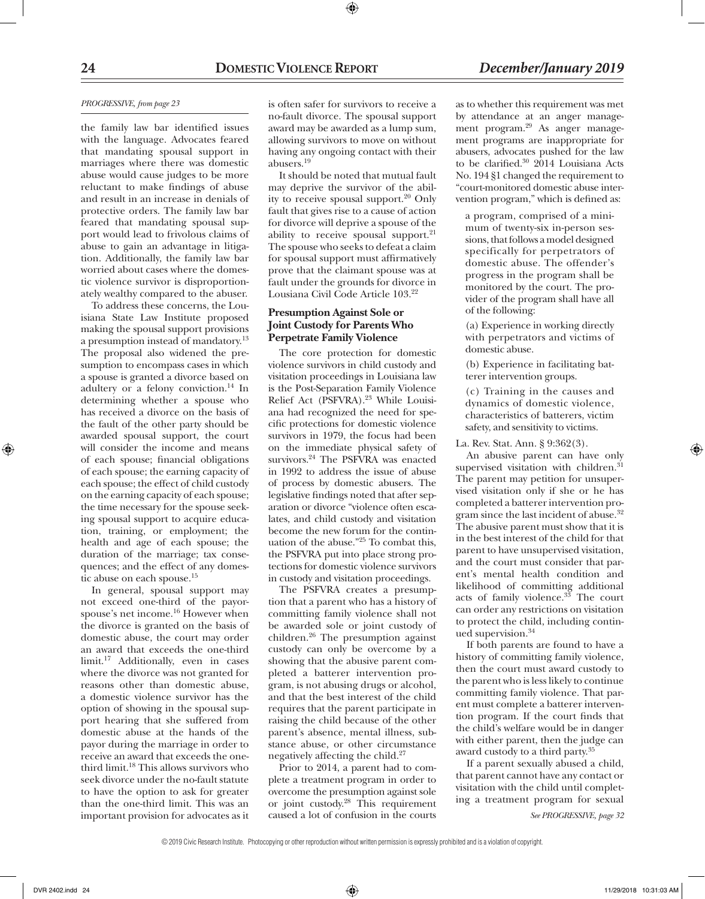*PROGRESSIVE, from page 23*

the family law bar identified issues with the language. Advocates feared that mandating spousal support in marriages where there was domestic abuse would cause judges to be more reluctant to make findings of abuse and result in an increase in denials of protective orders. The family law bar feared that mandating spousal support would lead to frivolous claims of abuse to gain an advantage in litigation. Additionally, the family law bar worried about cases where the domestic violence survivor is disproportionately wealthy compared to the abuser.

To address these concerns, the Louisiana State Law Institute proposed making the spousal support provisions a presumption instead of mandatory.[13] The proposal also widened the presumption to encompass cases in which a spouse is granted a divorce based on adultery or a felony conviction.[14] In determining whether a spouse who has received a divorce on the basis of the fault of the other party should be awarded spousal support, the court will consider the income and means of each spouse; financial obligations of each spouse; the earning capacity of each spouse; the effect of child custody on the earning capacity of each spouse; the time necessary for the spouse seeking spousal support to acquire education, training, or employment; the health and age of each spouse; the duration of the marriage; tax consequences; and the effect of any domestic abuse on each spouse.[15]

In general, spousal support may not exceed one-third of the payor-spouse's net income.[16] However when the divorce is granted on the basis of domestic abuse, the court may order an award that exceeds the one-third limit.[17] Additionally, even in cases where the divorce was not granted for reasons other than domestic abuse, a domestic violence survivor has the option of showing in the spousal support hearing that she suffered from domestic abuse at the hands of the payor during the marriage in order to receive an award that exceeds the one-third limit.[18] This allows survivors who seek divorce under the no-fault statute to have the option to ask for greater than the one-third limit. This was an important provision for advocates as it is often safer for survivors to receive a no-fault divorce. The spousal support award may be awarded as a lump sum, allowing survivors to move on without having any ongoing contact with their abusers.[19]

It should be noted that mutual fault may deprive the survivor of the ability to receive spousal support.[20] Only fault that gives rise to a cause of action for divorce will deprive a spouse of the ability to receive spousal support.[21] The spouse who seeks to defeat a claim for spousal support must affirmatively prove that the claimant spouse was at fault under the grounds for divorce in Lousiana Civil Code Article 103.[22]

### Presumption Against Sole or Joint Custody for Parents Who Perpetrate Family Violence

The core protection for domestic violence survivors in child custody and visitation proceedings in Louisiana law is the Post-Separation Family Violence Relief Act (PSFVRA).[23] While Louisiana had recognized the need for specific protections for domestic violence survivors in 1979, the focus had been on the immediate physical safety of survivors.[24] The PSFVRA was enacted in 1992 to address the issue of abuse of process by domestic abusers. The legislative findings noted that after separation or divorce "violence often escalates, and child custody and visitation become the new forum for the continuation of the abuse."[25] To combat this, the PSFVRA put into place strong protections for domestic violence survivors in custody and visitation proceedings.

The PSFVRA creates a presumption that a parent who has a history of committing family violence shall not be awarded sole or joint custody of children.[26] The presumption against custody can only be overcome by a showing that the abusive parent completed a batterer intervention program, is not abusing drugs or alcohol, and that the best interest of the child requires that the parent participate in raising the child because of the other parent's absence, mental illness, substance abuse, or other circumstance negatively affecting the child.[27]

Prior to 2014, a parent had to complete a treatment program in order to overcome the presumption against sole or joint custody.[28] This requirement caused a lot of confusion in the courts as to whether this requirement was met by attendance at an anger management program.[29] As anger management programs are inappropriate for abusers, advocates pushed for the law to be clarified.[30] 2014 Louisiana Acts No. 194 §1 changed the requirement to "court-monitored domestic abuse intervention program," which is defined as:

> a program, comprised of a minimum of twenty-six in-person sessions, that follows a model designed specifically for perpetrators of domestic abuse. The offender's progress in the program shall be monitored by the court. The provider of the program shall have all of the following:
>
> (a) Experience in working directly with perpetrators and victims of domestic abuse.
>
> (b) Experience in facilitating batterer intervention groups.
>
> (c) Training in the causes and dynamics of domestic violence, characteristics of batterers, victim safety, and sensitivity to victims.

La. Rev. Stat. Ann. § 9:362(3).

An abusive parent can have only supervised visitation with children.[31] The parent may petition for unsupervised visitation only if she or he has completed a batterer intervention program since the last incident of abuse.[32] The abusive parent must show that it is in the best interest of the child for that parent to have unsupervised visitation, and the court must consider that parent's mental health condition and likelihood of committing additional acts of family violence.[33] The court can order any restrictions on visitation to protect the child, including continued supervision.[34]

If both parents are found to have a history of committing family violence, then the court must award custody to the parent who is less likely to continue committing family violence. That parent must complete a batterer intervention program. If the court finds that the child's welfare would be in danger with either parent, then the judge can award custody to a third party.[35]

If a parent sexually abused a child, that parent cannot have any contact or visitation with the child until completing a treatment program for sexual

*See PROGRESSIVE, page 32*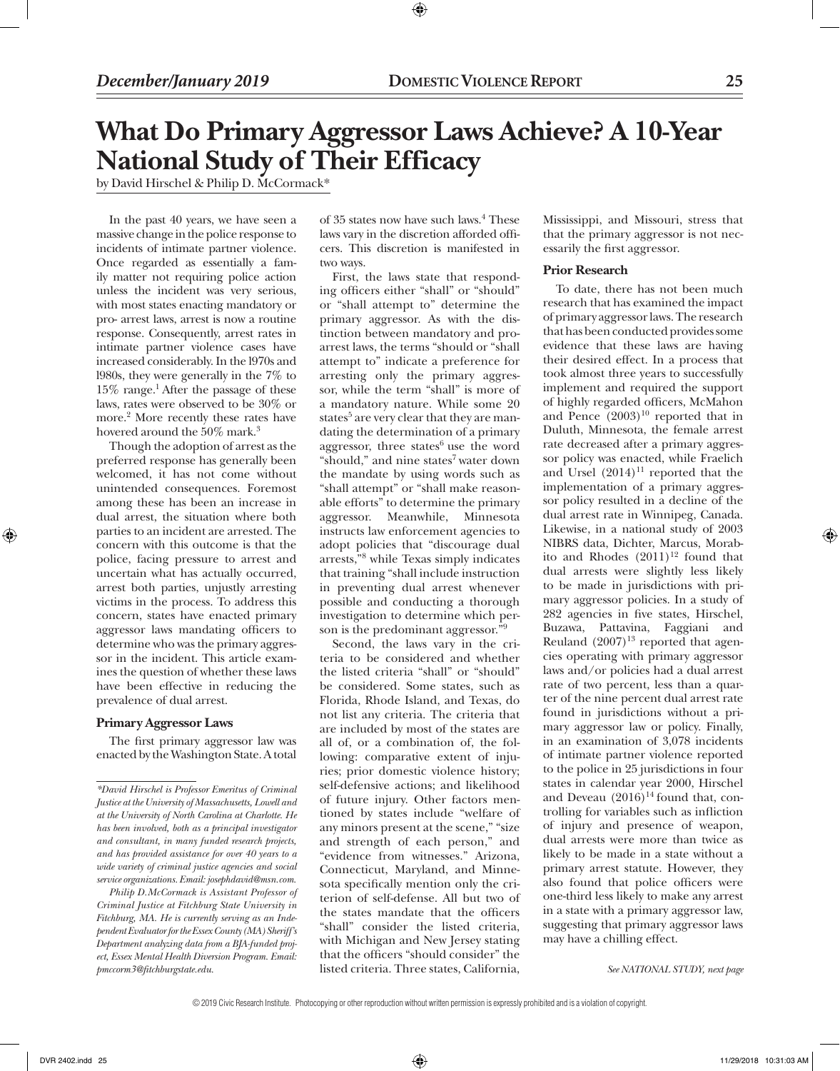# What Do Primary Aggressor Laws Achieve? A 10-Year National Study of Their Efficacy

by David Hirschel & Philip D. McCormack*

In the past 40 years, we have seen a massive change in the police response to incidents of intimate partner violence. Once regarded as essentially a family matter not requiring police action unless the incident was very serious, with most states enacting mandatory or pro- arrest laws, arrest is now a routine response. Consequently, arrest rates in intimate partner violence cases have increased considerably. In the 1970s and 1980s, they were generally in the 7% to 15% range.[1] After the passage of these laws, rates were observed to be 30% or more.[2] More recently these rates have hovered around the 50% mark.[3]

Though the adoption of arrest as the preferred response has generally been welcomed, it has not come without unintended consequences. Foremost among these has been an increase in dual arrest, the situation where both parties to an incident are arrested. The concern with this outcome is that the police, facing pressure to arrest and uncertain what has actually occurred, arrest both parties, unjustly arresting victims in the process. To address this concern, states have enacted primary aggressor laws mandating officers to determine who was the primary aggressor in the incident. This article examines the question of whether these laws have been effective in reducing the prevalence of dual arrest.

### Primary Aggressor Laws

The first primary aggressor law was enacted by the Washington State. A total of 35 states now have such laws.[4] These laws vary in the discretion afforded officers. This discretion is manifested in two ways.

First, the laws state that responding officers either "shall" or "should" or "shall attempt to" determine the primary aggressor. As with the distinction between mandatory and pro-arrest laws, the terms "should or "shall attempt to" indicate a preference for arresting only the primary aggressor, while the term "shall" is more of a mandatory nature. While some 20 states[5] are very clear that they are mandating the determination of a primary aggressor, three states[6] use the word "should," and nine states[7] water down the mandate by using words such as "shall attempt" or "shall make reasonable efforts" to determine the primary aggressor. Meanwhile, Minnesota instructs law enforcement agencies to adopt policies that "discourage dual arrests,"[8] while Texas simply indicates that training "shall include instruction in preventing dual arrest whenever possible and conducting a thorough investigation to determine which person is the predominant aggressor."[9]

Second, the laws vary in the criteria to be considered and whether the listed criteria "shall" or "should" be considered. Some states, such as Florida, Rhode Island, and Texas, do not list any criteria. The criteria that are included by most of the states are all of, or a combination of, the following: comparative extent of injuries; prior domestic violence history; self-defensive actions; and likelihood of future injury. Other factors mentioned by states include "welfare of any minors present at the scene," "size and strength of each person," and "evidence from witnesses." Arizona, Connecticut, Maryland, and Minnesota specifically mention only the criterion of self-defense. All but two of the states mandate that the officers "shall" consider the listed criteria, with Michigan and New Jersey stating that the officers "should consider" the listed criteria. Three states, California, Mississippi, and Missouri, stress that that the primary aggressor is not necessarily the first aggressor.

### Prior Research

To date, there has not been much research that has examined the impact of primary aggressor laws. The research that has been conducted provides some evidence that these laws are having their desired effect. In a process that took almost three years to successfully implement and required the support of highly regarded officers, McMahon and Pence (2003)[10] reported that in Duluth, Minnesota, the female arrest rate decreased after a primary aggressor policy was enacted, while Fraelich and Ursel (2014)[11] reported that the implementation of a primary aggressor policy resulted in a decline of the dual arrest rate in Winnipeg, Canada. Likewise, in a national study of 2003 NIBRS data, Dichter, Marcus, Morabito and Rhodes (2011)[12] found that dual arrests were slightly less likely to be made in jurisdictions with primary aggressor policies. In a study of 282 agencies in five states, Hirschel, Buzawa, Pattavina, Faggiani and Reuland (2007)[13] reported that agencies operating with primary aggressor laws and/or policies had a dual arrest rate of two percent, less than a quarter of the nine percent dual arrest rate found in jurisdictions without a primary aggressor law or policy. Finally, in an examination of 3,078 incidents of intimate partner violence reported to the police in 25 jurisdictions in four states in calendar year 2000, Hirschel and Deveau (2016)[14] found that, controlling for variables such as infliction of injury and presence of weapon, dual arrests were more than twice as likely to be made in a state without a primary arrest statute. However, they also found that police officers were one-third less likely to make any arrest in a state with a primary aggressor law, suggesting that primary aggressor laws may have a chilling effect.

*See NATIONAL STUDY, next page*

---

*\*David Hirschel is Professor Emeritus of Criminal Justice at the University of Massachusetts, Lowell and at the University of North Carolina at Charlotte. He has been involved, both as a principal investigator and consultant, in many funded research projects, and has provided assistance for over 40 years to a wide variety of criminal justice agencies and social service organizations. Email: josephdavid@msn.com.*

*Philip D. McCormack is Assistant Professor of Criminal Justice at Fitchburg State University in Fitchburg, MA. He is currently serving as an Independent Evaluator for the Essex County (MA) Sheriff's Department analyzing data from a BJA-funded project, Essex Mental Health Diversion Program. Email: pmccorm3@fitchburgstate.edu.*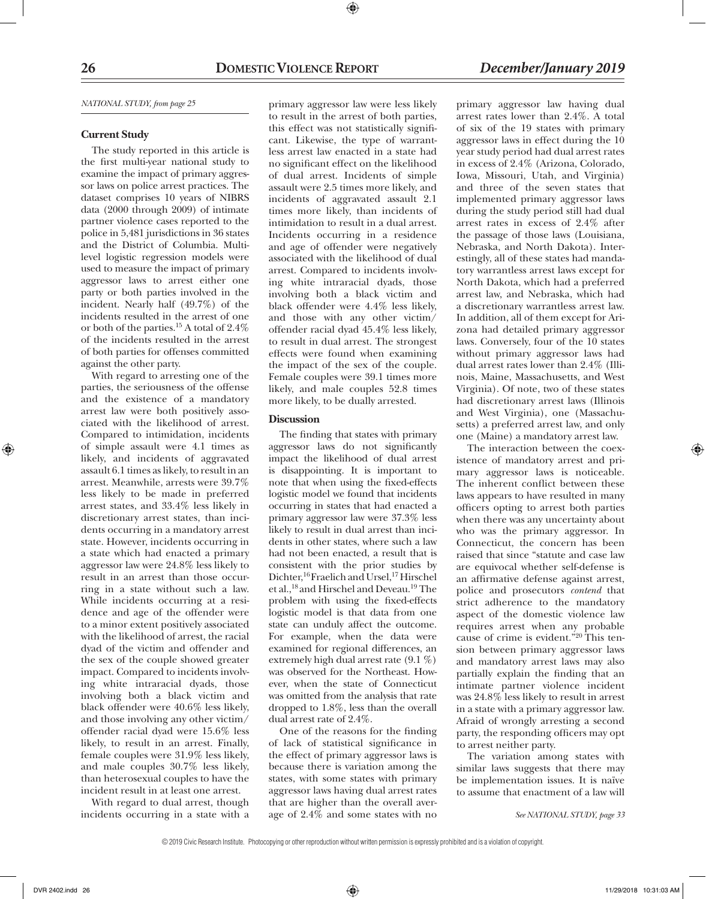*NATIONAL STUDY, from page 25*

### Current Study

The study reported in this article is the first multi-year national study to examine the impact of primary aggressor laws on police arrest practices. The dataset comprises 10 years of NIBRS data (2000 through 2009) of intimate partner violence cases reported to the police in 5,481 jurisdictions in 36 states and the District of Columbia. Multi-level logistic regression models were used to measure the impact of primary aggressor laws to arrest either one party or both parties involved in the incident. Nearly half (49.7%) of the incidents resulted in the arrest of one or both of the parties.[15] A total of 2.4% of the incidents resulted in the arrest of both parties for offenses committed against the other party.

With regard to arresting one of the parties, the seriousness of the offense and the existence of a mandatory arrest law were both positively associated with the likelihood of arrest. Compared to intimidation, incidents of simple assault were 4.1 times as likely, and incidents of aggravated assault 6.1 times as likely, to result in an arrest. Meanwhile, arrests were 39.7% less likely to be made in preferred arrest states, and 33.4% less likely in discretionary arrest states, than incidents occurring in a mandatory arrest state. However, incidents occurring in a state which had enacted a primary aggressor law were 24.8% less likely to result in an arrest than those occurring in a state without such a law. While incidents occurring at a residence and age of the offender were to a minor extent positively associated with the likelihood of arrest, the racial dyad of the victim and offender and the sex of the couple showed greater impact. Compared to incidents involving white intraracial dyads, those involving both a black victim and black offender were 40.6% less likely, and those involving any other victim/offender racial dyad were 15.6% less likely, to result in an arrest. Finally, female couples were 31.9% less likely, and male couples 30.7% less likely, than heterosexual couples to have the incident result in at least one arrest.

With regard to dual arrest, though incidents occurring in a state with a primary aggressor law were less likely to result in the arrest of both parties, this effect was not statistically significant. Likewise, the type of warrantless arrest law enacted in a state had no significant effect on the likelihood of dual arrest. Incidents of simple assault were 2.5 times more likely, and incidents of aggravated assault 2.1 times more likely, than incidents of intimidation to result in a dual arrest. Incidents occurring in a residence and age of offender were negatively associated with the likelihood of dual arrest. Compared to incidents involving white intraracial dyads, those involving both a black victim and black offender were 4.4% less likely, and those with any other victim/offender racial dyad 45.4% less likely, to result in dual arrest. The strongest effects were found when examining the impact of the sex of the couple. Female couples were 39.1 times more likely, and male couples 52.8 times more likely, to be dually arrested.

### Discussion

The finding that states with primary aggressor laws do not significantly impact the likelihood of dual arrest is disappointing. It is important to note that when using the fixed-effects logistic model we found that incidents occurring in states that had enacted a primary aggressor law were 37.3% less likely to result in dual arrest than incidents in other states, where such a law had not been enacted, a result that is consistent with the prior studies by Dichter,[16] Fraelich and Ursel,[17] Hirschel et al.,[18] and Hirschel and Deveau.[19] The problem with using the fixed-effects logistic model is that data from one state can unduly affect the outcome. For example, when the data were examined for regional differences, an extremely high dual arrest rate (9.1 %) was observed for the Northeast. However, when the state of Connecticut was omitted from the analysis that rate dropped to 1.8%, less than the overall dual arrest rate of 2.4%.

One of the reasons for the finding of lack of statistical significance in the effect of primary aggressor laws is because there is variation among the states, with some states with primary aggressor laws having dual arrest rates that are higher than the overall average of 2.4% and some states with no primary aggressor law having dual arrest rates lower than 2.4%. A total of six of the 19 states with primary aggressor laws in effect during the 10 year study period had dual arrest rates in excess of 2.4% (Arizona, Colorado, Iowa, Missouri, Utah, and Virginia) and three of the seven states that implemented primary aggressor laws during the study period still had dual arrest rates in excess of 2.4% after the passage of those laws (Louisiana, Nebraska, and North Dakota). Interestingly, all of these states had mandatory warrantless arrest laws except for North Dakota, which had a preferred arrest law, and Nebraska, which had a discretionary warrantless arrest law. In addition, all of them except for Arizona had detailed primary aggressor laws. Conversely, four of the 10 states without primary aggressor laws had dual arrest rates lower than 2.4% (Illinois, Maine, Massachusetts, and West Virginia). Of note, two of these states had discretionary arrest laws (Illinois and West Virginia), one (Massachusetts) a preferred arrest law, and only one (Maine) a mandatory arrest law.

The interaction between the coexistence of mandatory arrest and primary aggressor laws is noticeable. The inherent conflict between these laws appears to have resulted in many officers opting to arrest both parties when there was any uncertainty about who was the primary aggressor. In Connecticut, the concern has been raised that since "statute and case law are equivocal whether self-defense is an affirmative defense against arrest, police and prosecutors *contend* that strict adherence to the mandatory aspect of the domestic violence law requires arrest when any probable cause of crime is evident."[20] This tension between primary aggressor laws and mandatory arrest laws may also partially explain the finding that an intimate partner violence incident was 24.8% less likely to result in arrest in a state with a primary aggressor law. Afraid of wrongly arresting a second party, the responding officers may opt to arrest neither party.

The variation among states with similar laws suggests that there may be implementation issues. It is naïve to assume that enactment of a law will

*See NATIONAL STUDY, page 33*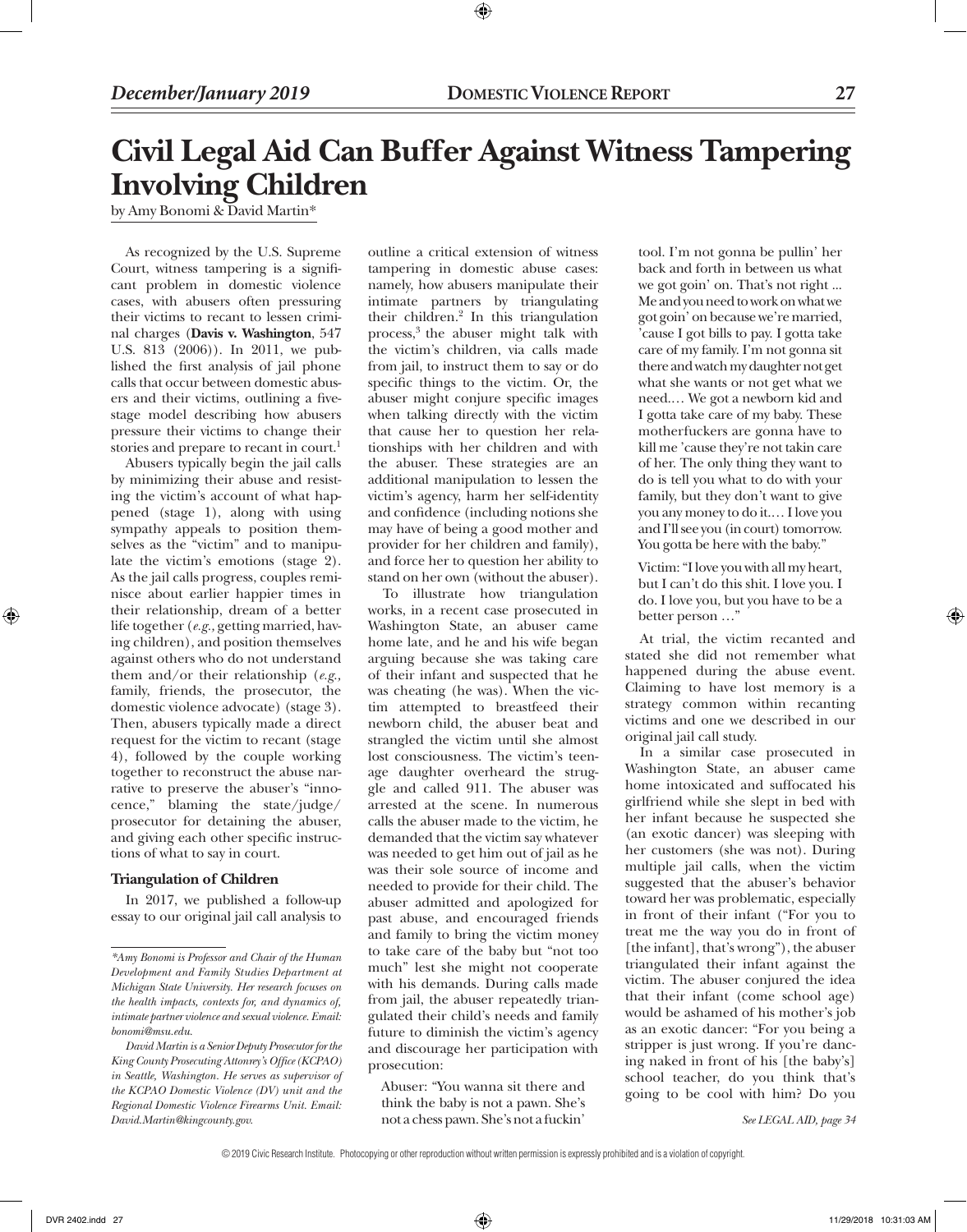# Civil Legal Aid Can Buffer Against Witness Tampering Involving Children

by Amy Bonomi & David Martin*

As recognized by the U.S. Supreme Court, witness tampering is a significant problem in domestic violence cases, with abusers often pressuring their victims to recant to lessen criminal charges (**Davis v. Washington**, 547 U.S. 813 (2006)). In 2011, we published the first analysis of jail phone calls that occur between domestic abusers and their victims, outlining a five-stage model describing how abusers pressure their victims to change their stories and prepare to recant in court.[1]

Abusers typically begin the jail calls by minimizing their abuse and resisting the victim's account of what happened (stage 1), along with using sympathy appeals to position themselves as the "victim" and to manipulate the victim's emotions (stage 2). As the jail calls progress, couples reminisce about earlier happier times in their relationship, dream of a better life together (*e.g.*, getting married, having children), and position themselves against others who do not understand them and/or their relationship (*e.g.*, family, friends, the prosecutor, the domestic violence advocate) (stage 3). Then, abusers typically made a direct request for the victim to recant (stage 4), followed by the couple working together to reconstruct the abuse narrative to preserve the abuser's "innocence," blaming the state/judge/prosecutor for detaining the abuser, and giving each other specific instructions of what to say in court.

### Triangulation of Children

In 2017, we published a follow-up essay to our original jail call analysis to outline a critical extension of witness tampering in domestic abuse cases: namely, how abusers manipulate their intimate partners by triangulating their children.[2] In this triangulation process,[3] the abuser might talk with the victim's children, via calls made from jail, to instruct them to say or do specific things to the victim. Or, the abuser might conjure specific images when talking directly with the victim that cause her to question her relationships with her children and with the abuser. These strategies are an additional manipulation to lessen the victim's agency, harm her self-identity and confidence (including notions she may have of being a good mother and provider for her children and family), and force her to question her ability to stand on her own (without the abuser).

To illustrate how triangulation works, in a recent case prosecuted in Washington State, an abuser came home late, and he and his wife began arguing because she was taking care of their infant and suspected that he was cheating (he was). When the victim attempted to breastfeed their newborn child, the abuser beat and strangled the victim until she almost lost consciousness. The victim's teenage daughter overheard the struggle and called 911. The abuser was arrested at the scene. In numerous calls the abuser made to the victim, he demanded that the victim say whatever was needed to get him out of jail as he was their sole source of income and needed to provide for their child. The abuser admitted and apologized for past abuse, and encouraged friends and family to bring the victim money to take care of the baby but "not too much" lest she might not cooperate with his demands. During calls made from jail, the abuser repeatedly triangulated their child's needs and family future to diminish the victim's agency and discourage her participation with prosecution:

> Abuser: "You wanna sit there and think the baby is not a pawn. She's not a chess pawn. She's not a fuckin' tool. I'm not gonna be pullin' her back and forth in between us what we got goin' on. That's not right ... Me and you need to work on what we got goin' on because we're married, 'cause I got bills to pay. I gotta take care of my family. I'm not gonna sit there and watch my daughter not get what she wants or not get what we need.… We got a newborn kid and I gotta take care of my baby. These motherfuckers are gonna have to kill me 'cause they're not takin care of her. The only thing they want to do is tell you what to do with your family, but they don't want to give you any money to do it.… I love you and I'll see you (in court) tomorrow. You gotta be here with the baby."
>
> Victim: "I love you with all my heart, but I can't do this shit. I love you. I do. I love you, but you have to be a better person …"

At trial, the victim recanted and stated she did not remember what happened during the abuse event. Claiming to have lost memory is a strategy common within recanting victims and one we described in our original jail call study.

In a similar case prosecuted in Washington State, an abuser came home intoxicated and suffocated his girlfriend while she slept in bed with her infant because he suspected she (an exotic dancer) was sleeping with her customers (she was not). During multiple jail calls, when the victim suggested that the abuser's behavior toward her was problematic, especially in front of their infant ("For you to treat me the way you do in front of [the infant], that's wrong"), the abuser triangulated their infant against the victim. The abuser conjured the idea that their infant (come school age) would be ashamed of his mother's job as an exotic dancer: "For you being a stripper is just wrong. If you're dancing naked in front of his [the baby's] school teacher, do you think that's going to be cool with him? Do you

*See LEGAL AID, page 34*

---

**Amy Bonomi is Professor and Chair of the Human Development and Family Studies Department at Michigan State University. Her research focuses on the health impacts, contexts for, and dynamics of, intimate partner violence and sexual violence. Email: bonomi@msu.edu.*

*David Martin is a Senior Deputy Prosecutor for the King County Prosecuting Attorney's Office (KCPAO) in Seattle, Washington. He serves as supervisor of the KCPAO Domestic Violence (DV) unit and the Regional Domestic Violence Firearms Unit. Email: David.Martin@kingcounty.gov.*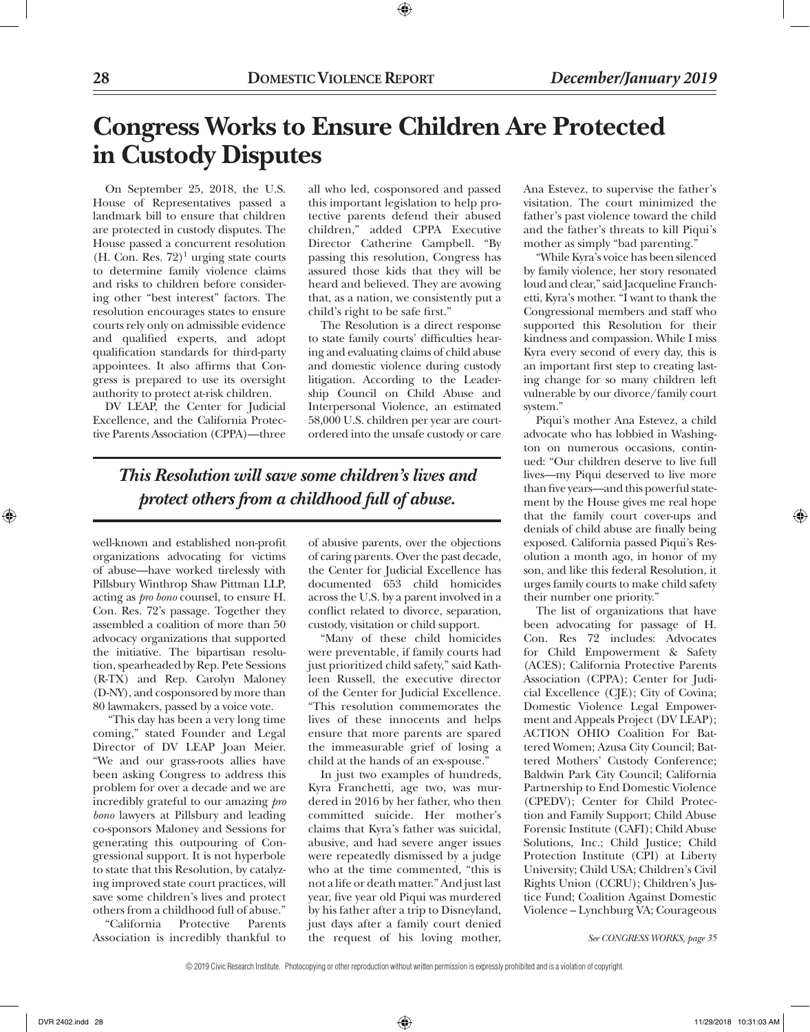# Congress Works to Ensure Children Are Protected in Custody Disputes

On September 25, 2018, the U.S. House of Representatives passed a landmark bill to ensure that children are protected in custody disputes. The House passed a concurrent resolution (H. Con. Res. 72)[1] urging state courts to determine family violence claims and risks to children before considering other "best interest" factors. The resolution encourages states to ensure courts rely only on admissible evidence and qualified experts, and adopt qualification standards for third-party appointees. It also affirms that Congress is prepared to use its oversight authority to protect at-risk children.

DV LEAP, the Center for Judicial Excellence, and the California Protective Parents Association (CPPA)—three well-known and established non-profit organizations advocating for victims of abuse—have worked tirelessly with Pillsbury Winthrop Shaw Pittman LLP, acting as *pro bono* counsel, to ensure H. Con. Res. 72's passage. Together they assembled a coalition of more than 50 advocacy organizations that supported the initiative. The bipartisan resolution, spearheaded by Rep. Pete Sessions (R-TX) and Rep. Carolyn Maloney (D-NY), and cosponsored by more than 80 lawmakers, passed by a voice vote.

"This day has been a very long time coming," stated Founder and Legal Director of DV LEAP Joan Meier. "We and our grass-roots allies have been asking Congress to address this problem for over a decade and we are incredibly grateful to our amazing *pro bono* lawyers at Pillsbury and leading co-sponsors Maloney and Sessions for generating this outpouring of Congressional support. It is not hyperbole to state that this Resolution, by catalyzing improved state court practices, will save some children's lives and protect others from a childhood full of abuse."

"California Protective Parents Association is incredibly thankful to all who led, cosponsored and passed this important legislation to help protective parents defend their abused children," added CPPA Executive Director Catherine Campbell. "By passing this resolution, Congress has assured those kids that they will be heard and believed. They are avowing that, as a nation, we consistently put a child's right to be safe first."

The Resolution is a direct response to state family courts' difficulties hearing and evaluating claims of child abuse and domestic violence during custody litigation. According to the Leadership Council on Child Abuse and Interpersonal Violence, an estimated 58,000 U.S. children per year are court-ordered into the unsafe custody or care of abusive parents, over the objections of caring parents. Over the past decade, the Center for Judicial Excellence has documented 653 child homicides across the U.S. by a parent involved in a conflict related to divorce, separation, custody, visitation or child support.

> ***This Resolution will save some children's lives and protect others from a childhood full of abuse.***

"Many of these child homicides were preventable, if family courts had just prioritized child safety," said Kathleen Russell, the executive director of the Center for Judicial Excellence. "This resolution commemorates the lives of these innocents and helps ensure that more parents are spared the immeasurable grief of losing a child at the hands of an ex-spouse."

In just two examples of hundreds, Kyra Franchetti, age two, was murdered in 2016 by her father, who then committed suicide. Her mother's claims that Kyra's father was suicidal, abusive, and had severe anger issues were repeatedly dismissed by a judge who at the time commented, "this is not a life or death matter." And just last year, five year old Piqui was murdered by his father after a trip to Disneyland, just days after a family court denied the request of his loving mother, Ana Estevez, to supervise the father's visitation. The court minimized the father's past violence toward the child and the father's threats to kill Piqui's mother as simply "bad parenting."

"While Kyra's voice has been silenced by family violence, her story resonated loud and clear," said Jacqueline Franchetti, Kyra's mother. "I want to thank the Congressional members and staff who supported this Resolution for their kindness and compassion. While I miss Kyra every second of every day, this is an important first step to creating lasting change for so many children left vulnerable by our divorce/family court system."

Piqui's mother Ana Estevez, a child advocate who has lobbied in Washington on numerous occasions, continued: "Our children deserve to live full lives—my Piqui deserved to live more than five years—and this powerful statement by the House gives me real hope that the family court cover-ups and denials of child abuse are finally being exposed. California passed Piqui's Resolution a month ago, in honor of my son, and like this federal Resolution, it urges family courts to make child safety their number one priority."

The list of organizations that have been advocating for passage of H. Con. Res 72 includes: Advocates for Child Empowerment & Safety (ACES); California Protective Parents Association (CPPA); Center for Judicial Excellence (CJE); City of Covina; Domestic Violence Legal Empowerment and Appeals Project (DV LEAP); ACTION OHIO Coalition For Battered Women; Azusa City Council; Battered Mothers' Custody Conference; Baldwin Park City Council; California Partnership to End Domestic Violence (CPEDV); Center for Child Protection and Family Support; Child Abuse Forensic Institute (CAFI); Child Abuse Solutions, Inc.; Child Justice; Child Protection Institute (CPI) at Liberty University; Child USA; Children's Civil Rights Union (CCRU); Children's Justice Fund; Coalition Against Domestic Violence – Lynchburg VA; Courageous

*See CONGRESS WORKS, page 35*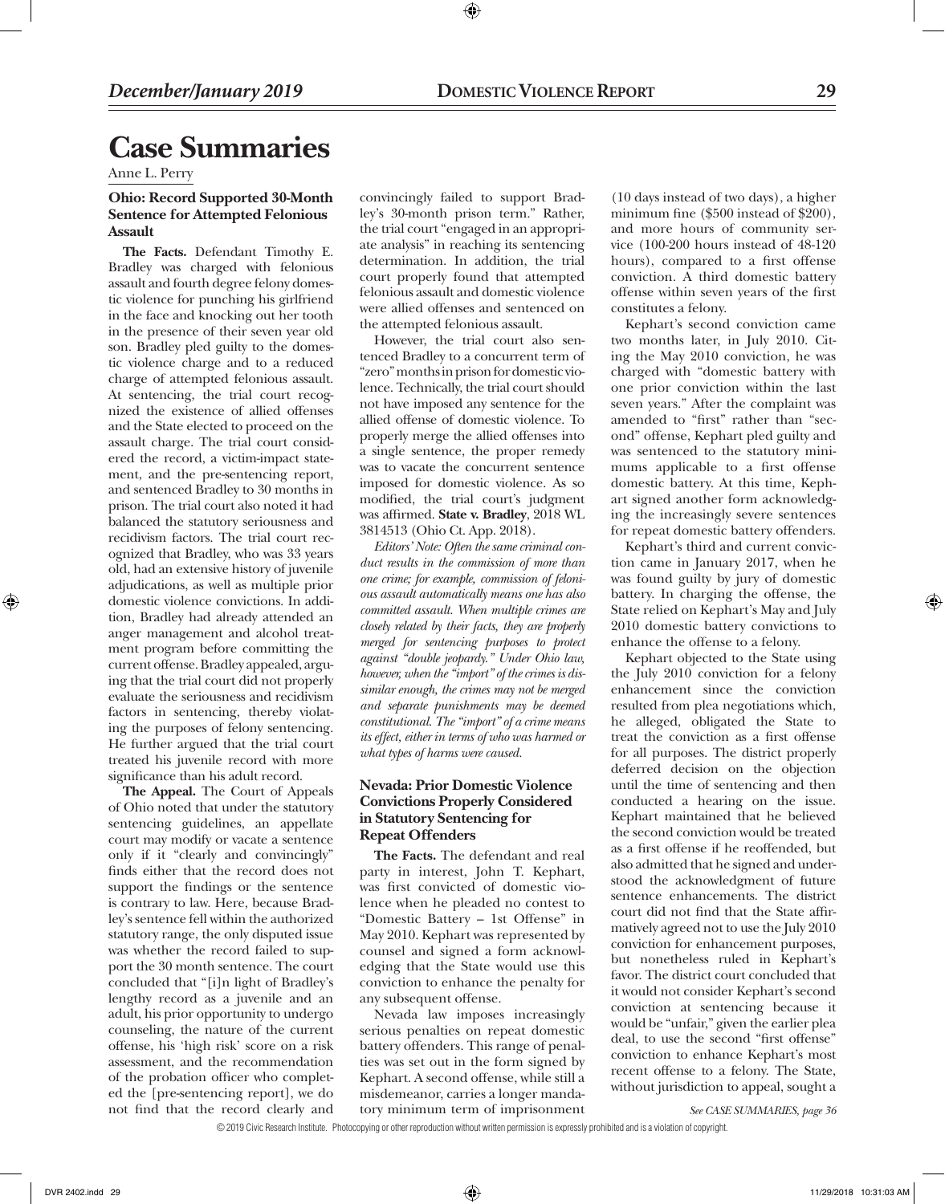# Case Summaries

Anne L. Perry

### Ohio: Record Supported 30-Month Sentence for Attempted Felonious Assault

**The Facts.** Defendant Timothy E. Bradley was charged with felonious assault and fourth degree felony domestic violence for punching his girlfriend in the face and knocking out her tooth in the presence of their seven year old son. Bradley pled guilty to the domestic violence charge and to a reduced charge of attempted felonious assault. At sentencing, the trial court recognized the existence of allied offenses and the State elected to proceed on the assault charge. The trial court considered the record, a victim-impact statement, and the pre-sentencing report, and sentenced Bradley to 30 months in prison. The trial court also noted it had balanced the statutory seriousness and recidivism factors. The trial court recognized that Bradley, who was 33 years old, had an extensive history of juvenile adjudications, as well as multiple prior domestic violence convictions. In addition, Bradley had already attended an anger management and alcohol treatment program before committing the current offense. Bradley appealed, arguing that the trial court did not properly evaluate the seriousness and recidivism factors in sentencing, thereby violating the purposes of felony sentencing. He further argued that the trial court treated his juvenile record with more significance than his adult record.

**The Appeal.** The Court of Appeals of Ohio noted that under the statutory sentencing guidelines, an appellate court may modify or vacate a sentence only if it "clearly and convincingly" finds either that the record does not support the findings or the sentence is contrary to law. Here, because Bradley's sentence fell within the authorized statutory range, the only disputed issue was whether the record failed to support the 30 month sentence. The court concluded that "[i]n light of Bradley's lengthy record as a juvenile and an adult, his prior opportunity to undergo counseling, the nature of the current offense, his 'high risk' score on a risk assessment, and the recommendation of the probation officer who completed the [pre-sentencing report], we do not find that the record clearly and convincingly failed to support Bradley's 30-month prison term." Rather, the trial court "engaged in an appropriate analysis" in reaching its sentencing determination. In addition, the trial court properly found that attempted felonious assault and domestic violence were allied offenses and sentenced on the attempted felonious assault.

However, the trial court also sentenced Bradley to a concurrent term of "zero" months in prison for domestic violence. Technically, the trial court should not have imposed any sentence for the allied offense of domestic violence. To properly merge the allied offenses into a single sentence, the proper remedy was to vacate the concurrent sentence imposed for domestic violence. As so modified, the trial court's judgment was affirmed. **State v. Bradley**, 2018 WL 3814513 (Ohio Ct. App. 2018).

*Editors' Note: Often the same criminal conduct results in the commission of more than one crime; for example, commission of felonious assault automatically means one has also committed assault. When multiple crimes are closely related by their facts, they are properly merged for sentencing purposes to protect against "double jeopardy." Under Ohio law, however, when the "import" of the crimes is dissimilar enough, the crimes may not be merged and separate punishments may be deemed constitutional. The "import" of a crime means its effect, either in terms of who was harmed or what types of harms were caused.*

### Nevada: Prior Domestic Violence Convictions Properly Considered in Statutory Sentencing for Repeat Offenders

**The Facts.** The defendant and real party in interest, John T. Kephart, was first convicted of domestic violence when he pleaded no contest to "Domestic Battery – 1st Offense" in May 2010. Kephart was represented by counsel and signed a form acknowledging that the State would use this conviction to enhance the penalty for any subsequent offense.

Nevada law imposes increasingly serious penalties on repeat domestic battery offenders. This range of penalties was set out in the form signed by Kephart. A second offense, while still a misdemeanor, carries a longer mandatory minimum term of imprisonment (10 days instead of two days), a higher minimum fine ($500 instead of $200), and more hours of community service (100-200 hours instead of 48-120 hours), compared to a first offense conviction. A third domestic battery offense within seven years of the first constitutes a felony.

Kephart's second conviction came two months later, in July 2010. Citing the May 2010 conviction, he was charged with "domestic battery with one prior conviction within the last seven years." After the complaint was amended to "first" rather than "second" offense, Kephart pled guilty and was sentenced to the statutory minimums applicable to a first offense domestic battery. At this time, Kephart signed another form acknowledging the increasingly severe sentences for repeat domestic battery offenders.

Kephart's third and current conviction came in January 2017, when he was found guilty by jury of domestic battery. In charging the offense, the State relied on Kephart's May and July 2010 domestic battery convictions to enhance the offense to a felony.

Kephart objected to the State using the July 2010 conviction for a felony enhancement since the conviction resulted from plea negotiations which, he alleged, obligated the State to treat the conviction as a first offense for all purposes. The district properly deferred decision on the objection until the time of sentencing and then conducted a hearing on the issue. Kephart maintained that he believed the second conviction would be treated as a first offense if he reoffended, but also admitted that he signed and understood the acknowledgment of future sentence enhancements. The district court did not find that the State affirmatively agreed not to use the July 2010 conviction for enhancement purposes, but nonetheless ruled in Kephart's favor. The district court concluded that it would not consider Kephart's second conviction at sentencing because it would be "unfair," given the earlier plea deal, to use the second "first offense" conviction to enhance Kephart's most recent offense to a felony. The State, without jurisdiction to appeal, sought a

*See CASE SUMMARIES, page 36*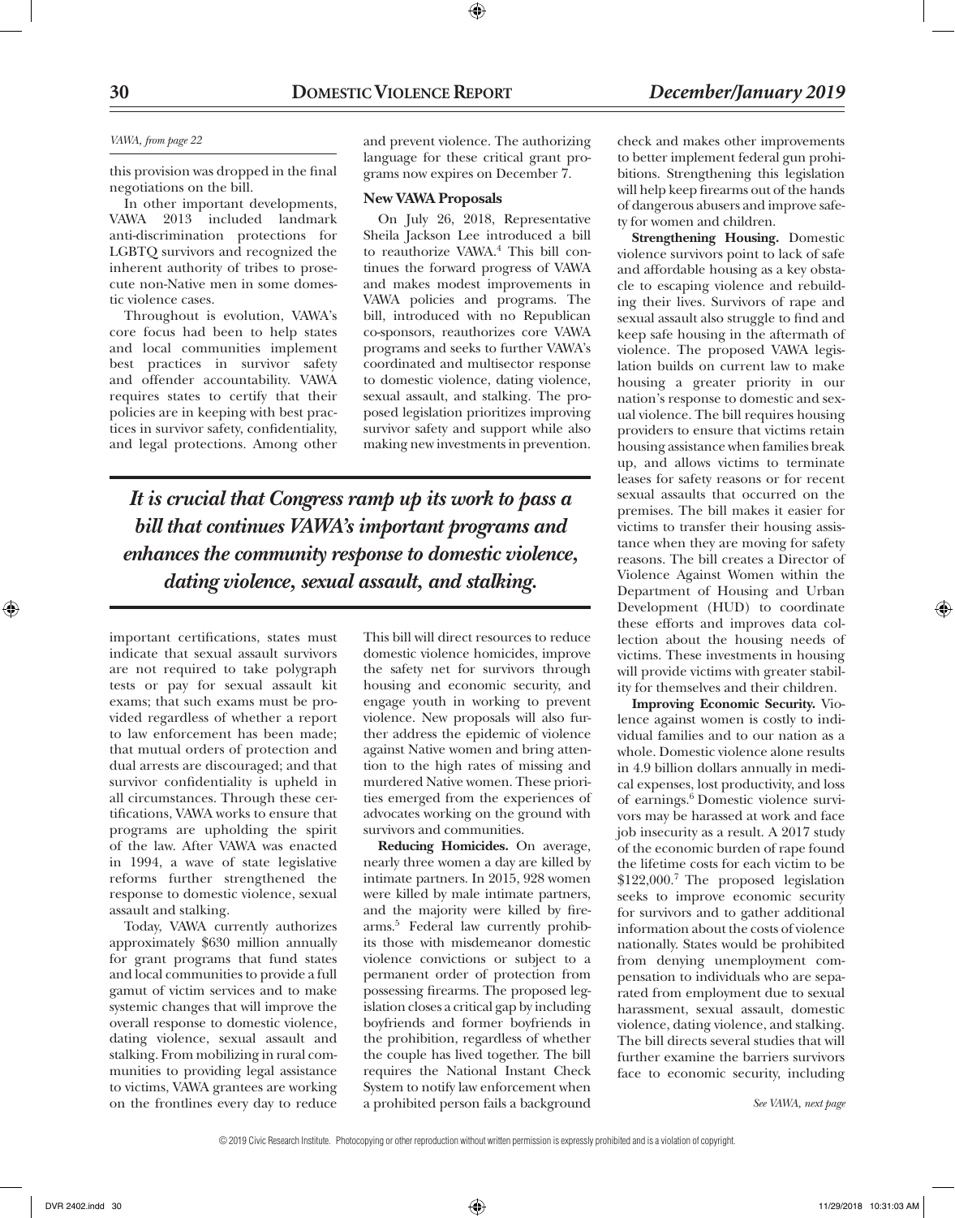*VAWA, from page 22*

this provision was dropped in the final negotiations on the bill.

In other important developments, VAWA 2013 included landmark anti-discrimination protections for LGBTQ survivors and recognized the inherent authority of tribes to prosecute non-Native men in some domestic violence cases.

Throughout is evolution, VAWA's core focus had been to help states and local communities implement best practices in survivor safety and offender accountability. VAWA requires states to certify that their policies are in keeping with best practices in survivor safety, confidentiality, and legal protections. Among other important certifications, states must indicate that sexual assault survivors are not required to take polygraph tests or pay for sexual assault kit exams; that such exams must be provided regardless of whether a report to law enforcement has been made; that mutual orders of protection and dual arrests are discouraged; and that survivor confidentiality is upheld in all circumstances. Through these certifications, VAWA works to ensure that programs are upholding the spirit of the law. After VAWA was enacted in 1994, a wave of state legislative reforms further strengthened the response to domestic violence, sexual assault and stalking.

Today, VAWA currently authorizes approximately $630 million annually for grant programs that fund states and local communities to provide a full gamut of victim services and to make systemic changes that will improve the overall response to domestic violence, dating violence, sexual assault and stalking. From mobilizing in rural communities to providing legal assistance to victims, VAWA grantees are working on the frontlines every day to reduce and prevent violence. The authorizing language for these critical grant programs now expires on December 7.

### New VAWA Proposals

On July 26, 2018, Representative Sheila Jackson Lee introduced a bill to reauthorize VAWA.[4] This bill continues the forward progress of VAWA and makes modest improvements in VAWA policies and programs. The bill, introduced with no Republican co-sponsors, reauthorizes core VAWA programs and seeks to further VAWA's coordinated and multisector response to domestic violence, dating violence, sexual assault, and stalking. The proposed legislation prioritizes improving survivor safety and support while also making new investments in prevention. This bill will direct resources to reduce domestic violence homicides, improve the safety net for survivors through housing and economic security, and engage youth in working to prevent violence. New proposals will also further address the epidemic of violence against Native women and bring attention to the high rates of missing and murdered Native women. These priorities emerged from the experiences of advocates working on the ground with survivors and communities.

> ***It is crucial that Congress ramp up its work to pass a bill that continues VAWA's important programs and enhances the community response to domestic violence, dating violence, sexual assault, and stalking.***

**Reducing Homicides.** On average, nearly three women a day are killed by intimate partners. In 2015, 928 women were killed by male intimate partners, and the majority were killed by firearms.[5] Federal law currently prohibits those with misdemeanor domestic violence convictions or subject to a permanent order of protection from possessing firearms. The proposed legislation closes a critical gap by including boyfriends and former boyfriends in the prohibition, regardless of whether the couple has lived together. The bill requires the National Instant Check System to notify law enforcement when a prohibited person fails a background check and makes other improvements to better implement federal gun prohibitions. Strengthening this legislation will help keep firearms out of the hands of dangerous abusers and improve safety for women and children.

**Strengthening Housing.** Domestic violence survivors point to lack of safe and affordable housing as a key obstacle to escaping violence and rebuilding their lives. Survivors of rape and sexual assault also struggle to find and keep safe housing in the aftermath of violence. The proposed VAWA legislation builds on current law to make housing a greater priority in our nation's response to domestic and sexual violence. The bill requires housing providers to ensure that victims retain housing assistance when families break up, and allows victims to terminate leases for safety reasons or for recent sexual assaults that occurred on the premises. The bill makes it easier for victims to transfer their housing assistance when they are moving for safety reasons. The bill creates a Director of Violence Against Women within the Department of Housing and Urban Development (HUD) to coordinate these efforts and improves data collection about the housing needs of victims. These investments in housing will provide victims with greater stability for themselves and their children.

**Improving Economic Security.** Violence against women is costly to individual families and to our nation as a whole. Domestic violence alone results in 4.9 billion dollars annually in medical expenses, lost productivity, and loss of earnings.[6] Domestic violence survivors may be harassed at work and face job insecurity as a result. A 2017 study of the economic burden of rape found the lifetime costs for each victim to be $122,000.[7] The proposed legislation seeks to improve economic security for survivors and to gather additional information about the costs of violence nationally. States would be prohibited from denying unemployment compensation to individuals who are separated from employment due to sexual harassment, sexual assault, domestic violence, dating violence, and stalking. The bill directs several studies that will further examine the barriers survivors face to economic security, including

*See VAWA, next page*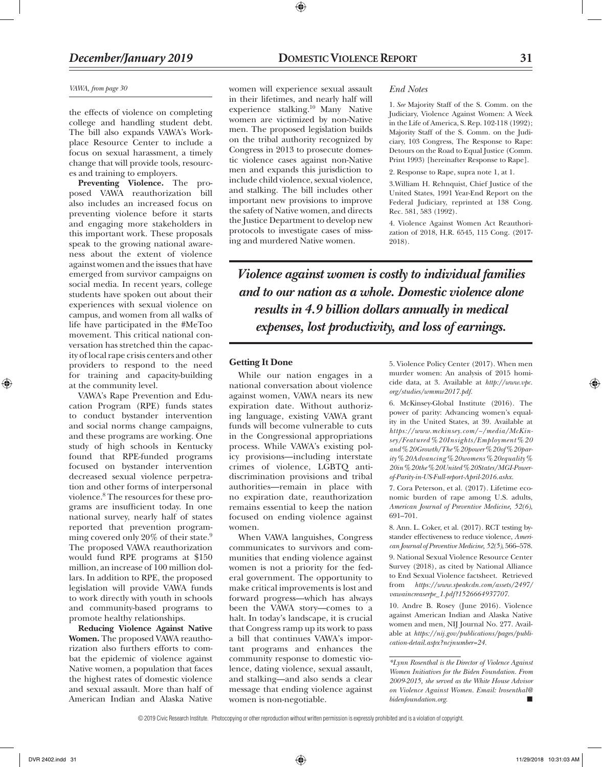*VAWA, from page 30*

the effects of violence on completing college and handling student debt. The bill also expands VAWA's Workplace Resource Center to include a focus on sexual harassment, a timely change that will provide tools, resources and training to employers.

**Preventing Violence.** The proposed VAWA reauthorization bill also includes an increased focus on preventing violence before it starts and engaging more stakeholders in this important work. These proposals speak to the growing national awareness about the extent of violence against women and the issues that have emerged from survivor campaigns on social media. In recent years, college students have spoken out about their experiences with sexual violence on campus, and women from all walks of life have participated in the #MeToo movement. This critical national conversation has stretched thin the capacity of local rape crisis centers and other providers to respond to the need for training and capacity-building at the community level.

VAWA's Rape Prevention and Education Program (RPE) funds states to conduct bystander intervention and social norms change campaigns, and these programs are working. One study of high schools in Kentucky found that RPE-funded programs focused on bystander intervention decreased sexual violence perpetration and other forms of interpersonal violence.[8] The resources for these programs are insufficient today. In one national survey, nearly half of states reported that prevention programming covered only 20% of their state.[9] The proposed VAWA reauthorization would fund RPE programs at $150 million, an increase of 100 million dollars. In addition to RPE, the proposed legislation will provide VAWA funds to work directly with youth in schools and community-based programs to promote healthy relationships.

**Reducing Violence Against Native Women.** The proposed VAWA reauthorization also furthers efforts to combat the epidemic of violence against Native women, a population that faces the highest rates of domestic violence and sexual assault. More than half of American Indian and Alaska Native women will experience sexual assault in their lifetimes, and nearly half will experience stalking.[10] Many Native women are victimized by non-Native men. The proposed legislation builds on the tribal authority recognized by Congress in 2013 to prosecute domestic violence cases against non-Native men and expands this jurisdiction to include child violence, sexual violence, and stalking. The bill includes other important new provisions to improve the safety of Native women, and directs the Justice Department to develop new protocols to investigate cases of missing and murdered Native women.

***Violence against women is costly to individual families and to our nation as a whole. Domestic violence alone results in 4.9 billion dollars annually in medical expenses, lost productivity, and loss of earnings.***

**Getting It Done**

While our nation engages in a national conversation about violence against women, VAWA nears its new expiration date. Without authorizing language, existing VAWA grant funds will become vulnerable to cuts in the Congressional appropriations process. While VAWA's existing policy provisions—including interstate crimes of violence, LGBTQ antidiscrimination provisions and tribal authorities—remain in place with no expiration date, reauthorization remains essential to keep the nation focused on ending violence against women.

When VAWA languishes, Congress communicates to survivors and communities that ending violence against women is not a priority for the federal government. The opportunity to make critical improvements is lost and forward progress—which has always been the VAWA story—comes to a halt. In today's landscape, it is crucial that Congress ramp up its work to pass a bill that continues VAWA's important programs and enhances the community response to domestic violence, dating violence, sexual assault, and stalking—and also sends a clear message that ending violence against women is non-negotiable.

*End Notes*

1. *See* Majority Staff of the S. Comm. on the Judiciary, Violence Against Women: A Week in the Life of America, S. Rep. 102-118 (1992); Majority Staff of the S. Comm. on the Judiciary, 103 Congress, The Response to Rape: Detours on the Road to Equal Justice (Comm. Print 1993) [hereinafter Response to Rape].

2. Response to Rape, supra note 1, at 1.

3. William H. Rehnquist, Chief Justice of the United States, 1991 Year-End Report on the Federal Judiciary, reprinted at 138 Cong. Rec. 581, 583 (1992).

4. Violence Against Women Act Reauthorization of 2018, H.R. 6545, 115 Cong. (2017-2018).

5. Violence Policy Center (2017). When men murder women: An analysis of 2015 homicide data, at 3. Available at *http://www.vpc.org/studies/wmmw2017.pdf.*

6. McKinsey-Global Institute (2016). The power of parity: Advancing women's equality in the United States, at 39. Available at *https://www.mckinsey.com/~/media/McKinsey/Featured%20Insights/Employment%20and%20Growth/The%20power%20of%20parity%20Advancing%20womens%20equality%20in%20the%20United%20States/MGI-Power-of-Parity-in-US-Full-report-April-2016.ashx.*

7. Cora Peterson, et al. (2017). Lifetime economic burden of rape among U.S. adults, *American Journal of Preventive Medicine, 52(6),* 691–701.

8. Ann. L. Coker, et al. (2017). RCT testing bystander effectiveness to reduce violence, *American Journal of Preventive Medicine, 52(5),* 566–578.

9. National Sexual Violence Resource Center Survey (2018), as cited by National Alliance to End Sexual Violence factsheet. Retrieved from *https://www.speakcdn.com/assets/2497/vawaincreaserpe_1.pdf?1526664937707.*

10. Andre B. Rosey (June 2016). Violence against American Indian and Alaska Native women and men, NIJ Journal No. 277. Available at *https://nij.gov/publications/pages/publication-detail.aspx?ncjnumber=24.*

---

**Lynn Rosenthal is the Director of Violence Against Women Initiatives for the Biden Foundation. From 2009-2015, she served as the White House Advisor on Violence Against Women. Email: lrosenthal@bidenfoundation.org.*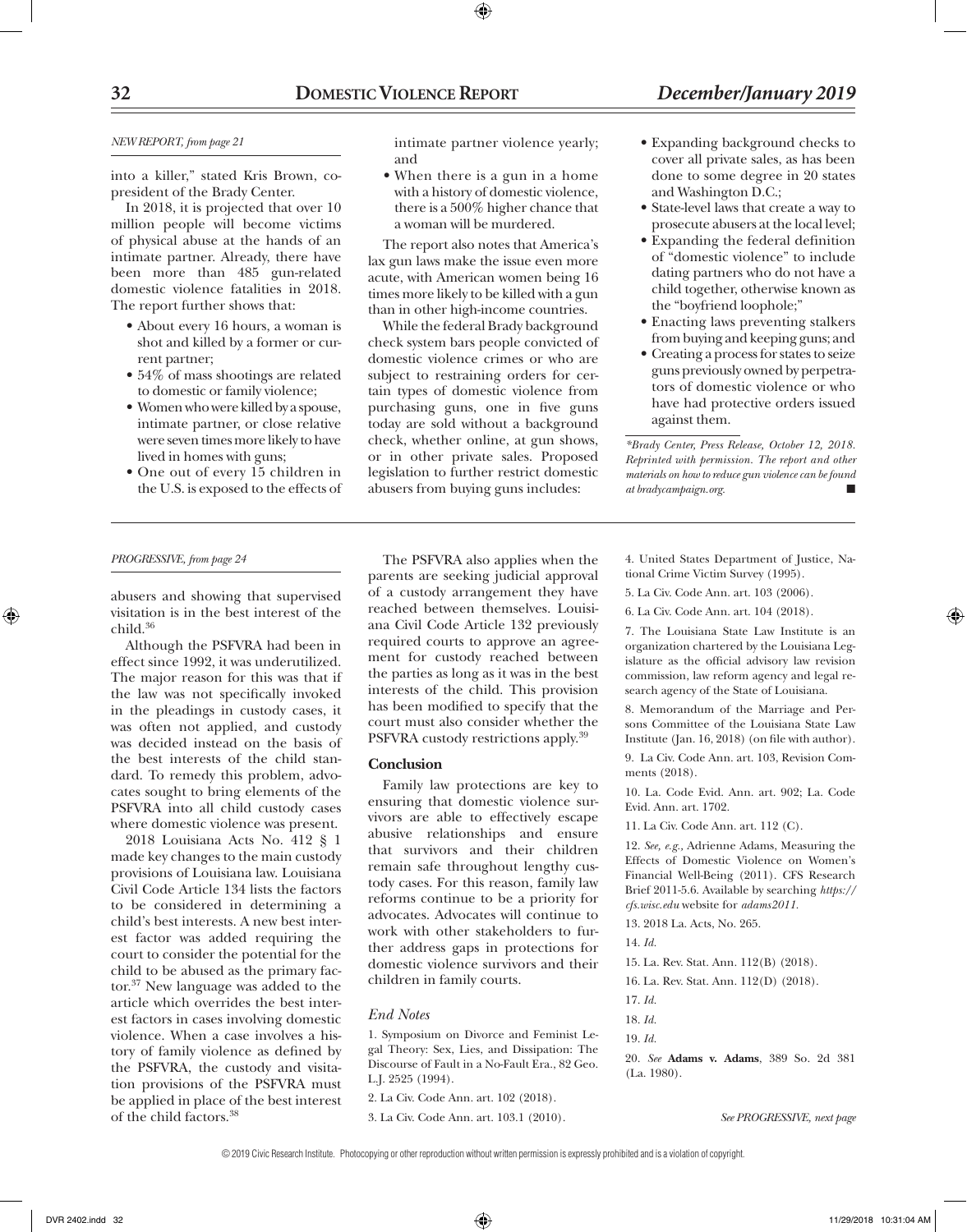*NEW REPORT, from page 21*

into a killer," stated Kris Brown, co-president of the Brady Center.

In 2018, it is projected that over 10 million people will become victims of physical abuse at the hands of an intimate partner. Already, there have been more than 485 gun-related domestic violence fatalities in 2018. The report further shows that:

- About every 16 hours, a woman is shot and killed by a former or current partner;
- 54% of mass shootings are related to domestic or family violence;
- Women who were killed by a spouse, intimate partner, or close relative were seven times more likely to have lived in homes with guns;
- One out of every 15 children in the U.S. is exposed to the effects of intimate partner violence yearly; and
- When there is a gun in a home with a history of domestic violence, there is a 500% higher chance that a woman will be murdered.

The report also notes that America's lax gun laws make the issue even more acute, with American women being 16 times more likely to be killed with a gun than in other high-income countries.

While the federal Brady background check system bars people convicted of domestic violence crimes or who are subject to restraining orders for certain types of domestic violence from purchasing guns, one in five guns today are sold without a background check, whether online, at gun shows, or in other private sales. Proposed legislation to further restrict domestic abusers from buying guns includes:

- Expanding background checks to cover all private sales, as has been done to some degree in 20 states and Washington D.C.;
- State-level laws that create a way to prosecute abusers at the local level;
- Expanding the federal definition of "domestic violence" to include dating partners who do not have a child together, otherwise known as the "boyfriend loophole;"
- Enacting laws preventing stalkers from buying and keeping guns; and
- Creating a process for states to seize guns previously owned by perpetrators of domestic violence or who have had protective orders issued against them.

*\*Brady Center, Press Release, October 12, 2018. Reprinted with permission. The report and other materials on how to reduce gun violence can be found at bradycampaign.org.* ■

---

*PROGRESSIVE, from page 24*

abusers and showing that supervised visitation is in the best interest of the child.[36]

Although the PSFVRA had been in effect since 1992, it was underutilized. The major reason for this was that if the law was not specifically invoked in the pleadings in custody cases, it was often not applied, and custody was decided instead on the basis of the best interests of the child standard. To remedy this problem, advocates sought to bring elements of the PSFVRA into all child custody cases where domestic violence was present.

2018 Louisiana Acts No. 412 § 1 made key changes to the main custody provisions of Louisiana law. Louisiana Civil Code Article 134 lists the factors to be considered in determining a child's best interests. A new best interest factor was added requiring the court to consider the potential for the child to be abused as the primary factor.[37] New language was added to the article which overrides the best interest factors in cases involving domestic violence. When a case involves a history of family violence as defined by the PSFVRA, the custody and visitation provisions of the PSFVRA must be applied in place of the best interest of the child factors.[38]

The PSFVRA also applies when the parents are seeking judicial approval of a custody arrangement they have reached between themselves. Louisiana Civil Code Article 132 previously required courts to approve an agreement for custody reached between the parties as long as it was in the best interests of the child. This provision has been modified to specify that the court must also consider whether the PSFVRA custody restrictions apply.[39]

### Conclusion

Family law protections are key to ensuring that domestic violence survivors are able to effectively escape abusive relationships and ensure that survivors and their children remain safe throughout lengthy custody cases. For this reason, family law reforms continue to be a priority for advocates. Advocates will continue to work with other stakeholders to further address gaps in protections for domestic violence survivors and their children in family courts.

### *End Notes*

1. Symposium on Divorce and Feminist Legal Theory: Sex, Lies, and Dissipation: The Discourse of Fault in a No-Fault Era., 82 Geo. L.J. 2525 (1994).

2. La Civ. Code Ann. art. 102 (2018).

3. La Civ. Code Ann. art. 103.1 (2010).

4. United States Department of Justice, National Crime Victim Survey (1995).

5. La Civ. Code Ann. art. 103 (2006).

6. La Civ. Code Ann. art. 104 (2018).

7. The Louisiana State Law Institute is an organization chartered by the Louisiana Legislature as the official advisory law revision commission, law reform agency and legal research agency of the State of Louisiana.

8. Memorandum of the Marriage and Persons Committee of the Louisiana State Law Institute (Jan. 16, 2018) (on file with author).

9. La Civ. Code Ann. art. 103, Revision Comments (2018).

10. La. Code Evid. Ann. art. 902; La. Code Evid. Ann. art. 1702.

11. La Civ. Code Ann. art. 112 (C).

12. *See, e.g.,* Adrienne Adams, Measuring the Effects of Domestic Violence on Women's Financial Well-Being (2011). CFS Research Brief 2011-5.6. Available by searching *https://cfs.wisc.edu* website for *adams2011.*

13. 2018 La. Acts, No. 265.

14. *Id.*

15. La. Rev. Stat. Ann. 112(B) (2018).

16. La. Rev. Stat. Ann. 112(D) (2018).

17. *Id.*

18. *Id.*

19. *Id.*

20. *See* **Adams v. Adams**, 389 So. 2d 381 (La. 1980).

*See PROGRESSIVE, next page*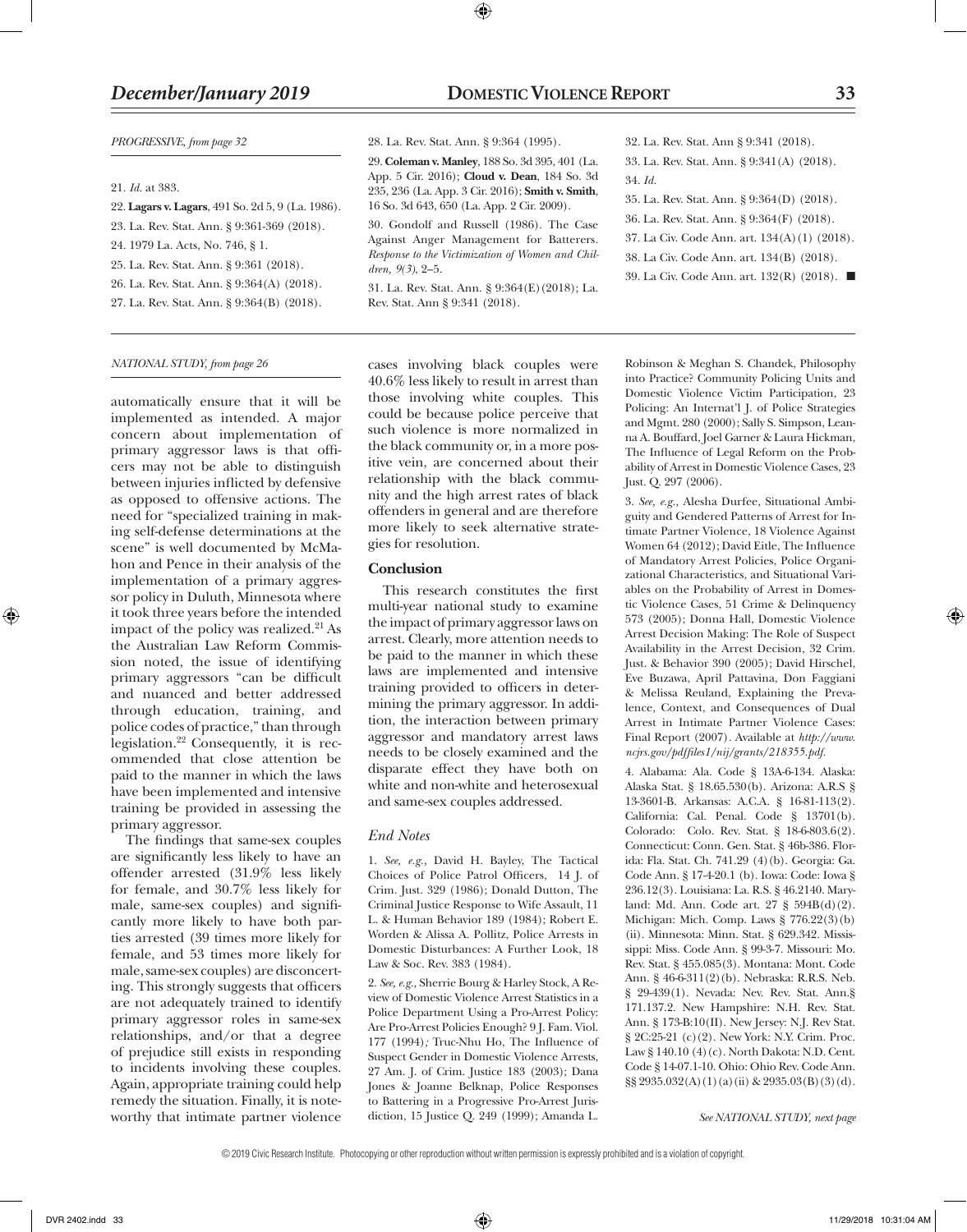*PROGRESSIVE, from page 32*

21. *Id.* at 383.

22. **Lagars v. Lagars**, 491 So. 2d 5, 9 (La. 1986).

23. La. Rev. Stat. Ann. § 9:361-369 (2018).

24. 1979 La. Acts, No. 746, § 1.

25. La. Rev. Stat. Ann. § 9:361 (2018).

26. La. Rev. Stat. Ann. § 9:364(A) (2018).

27. La. Rev. Stat. Ann. § 9:364(B) (2018).

28. La. Rev. Stat. Ann. § 9:364 (1995).

29. **Coleman v. Manley**, 188 So. 3d 395, 401 (La. App. 5 Cir. 2016); **Cloud v. Dean**, 184 So. 3d 235, 236 (La. App. 3 Cir. 2016); **Smith v. Smith**, 16 So. 3d 643, 650 (La. App. 2 Cir. 2009).

30. Gondolf and Russell (1986). The Case Against Anger Management for Batterers. *Response to the Victimization of Women and Children, 9(3)*, 2–5.

31. La. Rev. Stat. Ann. § 9:364(E)(2018); La. Rev. Stat. Ann § 9:341 (2018).

32. La. Rev. Stat. Ann § 9:341 (2018).

33. La. Rev. Stat. Ann. § 9:341(A) (2018).

34. *Id.*

35. La. Rev. Stat. Ann. § 9:364(D) (2018).

36. La. Rev. Stat. Ann. § 9:364(F) (2018).

37. La Civ. Code Ann. art. 134(A)(1) (2018).

38. La Civ. Code Ann. art. 134(B) (2018).

39. La Civ. Code Ann. art. 132(R) (2018). ■

*NATIONAL STUDY, from page 26*

automatically ensure that it will be implemented as intended. A major concern about implementation of primary aggressor laws is that officers may not be able to distinguish between injuries inflicted by defensive as opposed to offensive actions. The need for "specialized training in making self-defense determinations at the scene" is well documented by McMahon and Pence in their analysis of the implementation of a primary aggressor policy in Duluth, Minnesota where it took three years before the intended impact of the policy was realized.[21] As the Australian Law Reform Commission noted, the issue of identifying primary aggressors "can be difficult and nuanced and better addressed through education, training, and police codes of practice," than through legislation.[22] Consequently, it is recommended that close attention be paid to the manner in which the laws have been implemented and intensive training be provided in assessing the primary aggressor.

The findings that same-sex couples are significantly less likely to have an offender arrested (31.9% less likely for female, and 30.7% less likely for male, same-sex couples) and significantly more likely to have both parties arrested (39 times more likely for female, and 53 times more likely for male, same-sex couples) are disconcerting. This strongly suggests that officers are not adequately trained to identify primary aggressor roles in same-sex relationships, and/or that a degree of prejudice still exists in responding to incidents involving these couples. Again, appropriate training could help remedy the situation. Finally, it is noteworthy that intimate partner violence cases involving black couples were 40.6% less likely to result in arrest than those involving white couples. This could be because police perceive that such violence is more normalized in the black community or, in a more positive vein, are concerned about their relationship with the black community and the high arrest rates of black offenders in general and are therefore more likely to seek alternative strategies for resolution.

## Conclusion

This research constitutes the first multi-year national study to examine the impact of primary aggressor laws on arrest. Clearly, more attention needs to be paid to the manner in which these laws are implemented and intensive training provided to officers in determining the primary aggressor. In addition, the interaction between primary aggressor and mandatory arrest laws needs to be closely examined and the disparate effect they have both on white and non-white and heterosexual and same-sex couples addressed.

### *End Notes*

1. *See, e.g.*, David H. Bayley, The Tactical Choices of Police Patrol Officers, 14 J. of Crim. Just. 329 (1986); Donald Dutton, The Criminal Justice Response to Wife Assault, 11 L. & Human Behavior 189 (1984); Robert E. Worden & Alissa A. Pollitz, Police Arrests in Domestic Disturbances: A Further Look, 18 Law & Soc. Rev. 383 (1984).

2. *See, e.g.*, Sherrie Bourg & Harley Stock, A Review of Domestic Violence Arrest Statistics in a Police Department Using a Pro-Arrest Policy: Are Pro-Arrest Policies Enough? 9 J. Fam. Viol. 177 (1994); Truc-Nhu Ho, The Influence of Suspect Gender in Domestic Violence Arrests, 27 Am. J. of Crim. Justice 183 (2003); Dana Jones & Joanne Belknap, Police Responses to Battering in a Progressive Pro-Arrest Jurisdiction, 15 Justice Q. 249 (1999); Amanda L. Robinson & Meghan S. Chandek, Philosophy into Practice? Community Policing Units and Domestic Violence Victim Participation, 23 Policing: An Internat'l J. of Police Strategies and Mgmt. 280 (2000); Sally S. Simpson, Leanna A. Bouffard, Joel Garner & Laura Hickman, The Influence of Legal Reform on the Probability of Arrest in Domestic Violence Cases, 23 Just. Q. 297 (2006).

3. *See, e.g.*, Alesha Durfee, Situational Ambiguity and Gendered Patterns of Arrest for Intimate Partner Violence, 18 Violence Against Women 64 (2012); David Eitle, The Influence of Mandatory Arrest Policies, Police Organizational Characteristics, and Situational Variables on the Probability of Arrest in Domestic Violence Cases, 51 Crime & Delinquency 573 (2005); Donna Hall, Domestic Violence Arrest Decision Making: The Role of Suspect Availability in the Arrest Decision, 32 Crim. Just. & Behavior 390 (2005); David Hirschel, Eve Buzawa, April Pattavina, Don Faggiani & Melissa Reuland, Explaining the Prevalence, Context, and Consequences of Dual Arrest in Intimate Partner Violence Cases: Final Report (2007). Available at *http://www.ncjrs.gov/pdffiles1/nij/grants/218355.pdf*.

4. Alabama: Ala. Code § 13A-6-134. Alaska: Alaska Stat. § 18.65.530(b). Arizona: A.R.S § 13-3601-B. Arkansas: A.C.A. § 16-81-113(2). California: Cal. Penal. Code § 13701(b). Colorado: Colo. Rev. Stat. § 18-6-803.6(2). Connecticut: Conn. Gen. Stat. § 46b-386. Florida: Fla. Stat. Ch. 741.29 (4)(b). Georgia: Ga. Code Ann. § 17-4-20.1 (b). Iowa: Code: Iowa § 236.12(3). Louisiana: La. R.S. § 46.2140. Maryland: Md. Ann. Code art. 27 § 594B(d)(2). Michigan: Mich. Comp. Laws § 776.22(3)(b)(ii). Minnesota: Minn. Stat. § 629.342. Mississippi: Miss. Code Ann. § 99-3-7. Missouri: Mo. Rev. Stat. § 455.085(3). Montana: Mont. Code Ann. § 46-6-311(2)(b). Nebraska: R.R.S. Neb. § 29-439(1). Nevada: Nev. Rev. Stat. Ann.§ 171.137.2. New Hampshire: N.H. Rev. Stat. Ann. § 173-B:10(II). New Jersey: N.J. Rev Stat. § 2C:25-21 (c)(2). New York: N.Y. Crim. Proc. Law § 140.10 (4)(c). North Dakota: N.D. Cent. Code § 14-07.1-10. Ohio: Ohio Rev. Code Ann. §§ 2935.032(A)(1)(a)(ii) & 2935.03(B)(3)(d).

*See NATIONAL STUDY, next page*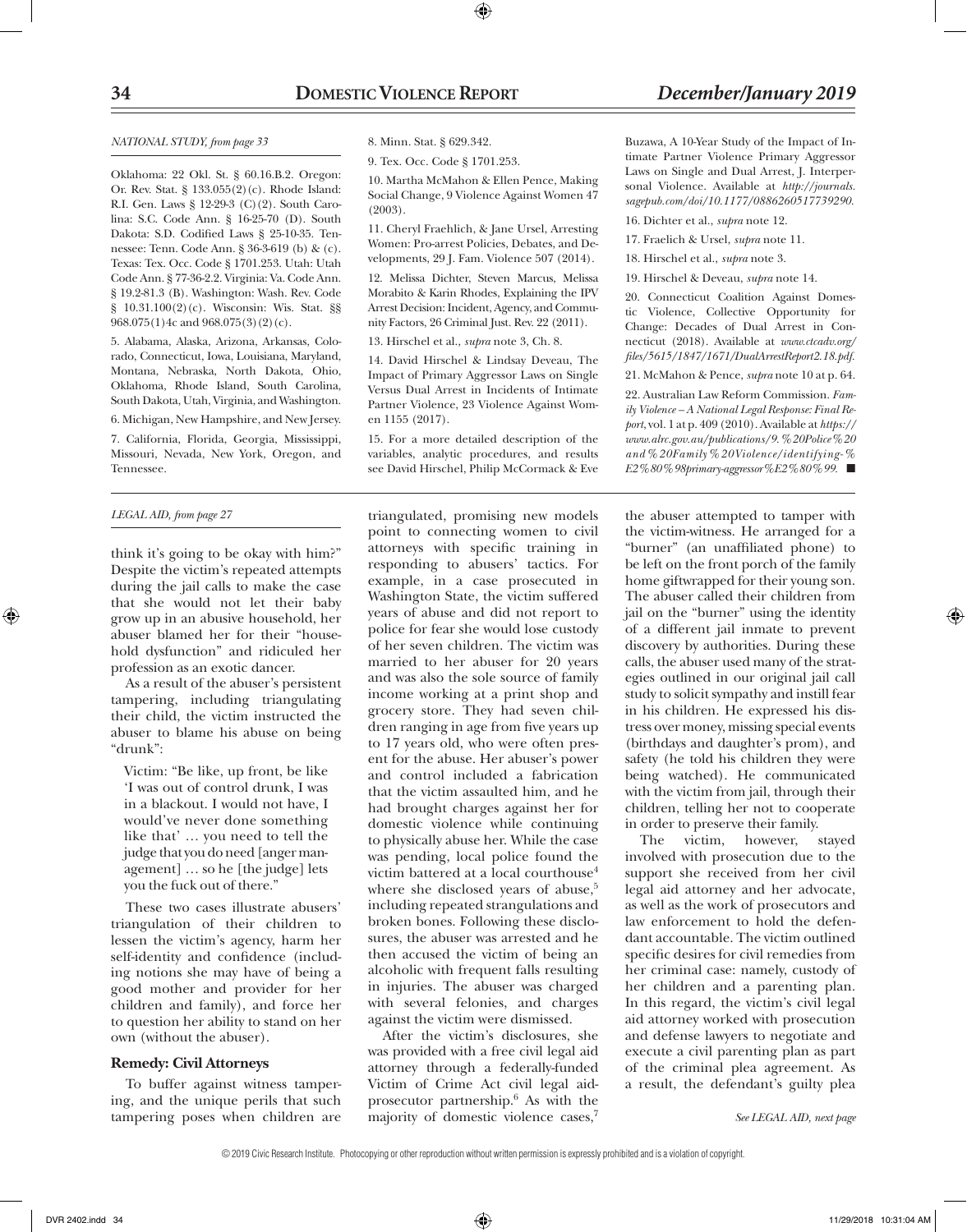*NATIONAL STUDY, from page 33*

Oklahoma: 22 Okl. St. § 60.16.B.2. Oregon: Or. Rev. Stat. § 133.055(2)(c). Rhode Island: R.I. Gen. Laws § 12-29-3 (C)(2). South Carolina: S.C. Code Ann. § 16-25-70 (D). South Dakota: S.D. Codified Laws § 25-10-35. Tennessee: Tenn. Code Ann. § 36-3-619 (b) & (c). Texas: Tex. Occ. Code § 1701.253. Utah: Utah Code Ann. § 77-36-2.2. Virginia: Va. Code Ann. § 19.2-81.3 (B). Washington: Wash. Rev. Code § 10.31.100(2)(c). Wisconsin: Wis. Stat. §§ 968.075(1)4c and 968.075(3)(2)(c).

5. Alabama, Alaska, Arizona, Arkansas, Colorado, Connecticut, Iowa, Louisiana, Maryland, Montana, Nebraska, North Dakota, Ohio, Oklahoma, Rhode Island, South Carolina, South Dakota, Utah, Virginia, and Washington.

6. Michigan, New Hampshire, and New Jersey.

7. California, Florida, Georgia, Mississippi, Missouri, Nevada, New York, Oregon, and Tennessee.

8. Minn. Stat. § 629.342.

9. Tex. Occ. Code § 1701.253.

10. Martha McMahon & Ellen Pence, Making Social Change, 9 Violence Against Women 47 (2003).

11. Cheryl Fraehlich, & Jane Ursel, Arresting Women: Pro-arrest Policies, Debates, and Developments, 29 J. Fam. Violence 507 (2014).

12. Melissa Dichter, Steven Marcus, Melissa Morabito & Karin Rhodes, Explaining the IPV Arrest Decision: Incident, Agency, and Community Factors, 26 Criminal Just. Rev. 22 (2011).

13. Hirschel et al., *supra* note 3, Ch. 8.

14. David Hirschel & Lindsay Deveau, The Impact of Primary Aggressor Laws on Single Versus Dual Arrest in Incidents of Intimate Partner Violence, 23 Violence Against Women 1155 (2017).

15. For a more detailed description of the variables, analytic procedures, and results see David Hirschel, Philip McCormack & Eve Buzawa, A 10-Year Study of the Impact of Intimate Partner Violence Primary Aggressor Laws on Single and Dual Arrest, J. Interpersonal Violence. Available at *http://journals.sagepub.com/doi/10.1177/0886260517739290.*

16. Dichter et al., *supra* note 12.

17. Fraelich & Ursel, *supra* note 11.

18. Hirschel et al., *supra* note 3.

19. Hirschel & Deveau, *supra* note 14.

20. Connecticut Coalition Against Domestic Violence, Collective Opportunity for Change: Decades of Dual Arrest in Connecticut (2018). Available at *www.ctcadv.org/files/5615/1847/1671/DualArrestReport2.18.pdf.*

21. McMahon & Pence, *supra* note 10 at p. 64.

22. Australian Law Reform Commission. *Family Violence – A National Legal Response: Final Report*, vol. 1 at p. 409 (2010). Available at *https://www.alrc.gov.au/publications/9.%20Police%20and%20Family%20Violence/identifying-%E2%80%98primary-aggressor%E2%80%99.* ■

*LEGAL AID, from page 27*

think it's going to be okay with him?" Despite the victim's repeated attempts during the jail calls to make the case that she would not let their baby grow up in an abusive household, her abuser blamed her for their "household dysfunction" and ridiculed her profession as an exotic dancer.

As a result of the abuser's persistent tampering, including triangulating their child, the victim instructed the abuser to blame his abuse on being "drunk":

> Victim: "Be like, up front, be like 'I was out of control drunk, I was in a blackout. I would not have, I would've never done something like that' … you need to tell the judge that you do need [anger management] … so he [the judge] lets you the fuck out of there."

These two cases illustrate abusers' triangulation of their children to lessen the victim's agency, harm her self-identity and confidence (including notions she may have of being a good mother and provider for her children and family), and force her to question her ability to stand on her own (without the abuser).

**Remedy: Civil Attorneys**

To buffer against witness tampering, and the unique perils that such tampering poses when children are triangulated, promising new models point to connecting women to civil attorneys with specific training in responding to abusers' tactics. For example, in a case prosecuted in Washington State, the victim suffered years of abuse and did not report to police for fear she would lose custody of her seven children. The victim was married to her abuser for 20 years and was also the sole source of family income working at a print shop and grocery store. They had seven children ranging in age from five years up to 17 years old, who were often present for the abuse. Her abuser's power and control included a fabrication that the victim assaulted him, and he had brought charges against her for domestic violence while continuing to physically abuse her. While the case was pending, local police found the victim battered at a local courthouse[4] where she disclosed years of abuse,[5] including repeated strangulations and broken bones. Following these disclosures, the abuser was arrested and he then accused the victim of being an alcoholic with frequent falls resulting in injuries. The abuser was charged with several felonies, and charges against the victim were dismissed.

After the victim's disclosures, she was provided with a free civil legal aid attorney through a federally-funded Victim of Crime Act civil legal aid-prosecutor partnership.[6] As with the majority of domestic violence cases,[7] the abuser attempted to tamper with the victim-witness. He arranged for a "burner" (an unaffiliated phone) to be left on the front porch of the family home giftwrapped for their young son. The abuser called their children from jail on the "burner" using the identity of a different jail inmate to prevent discovery by authorities. During these calls, the abuser used many of the strategies outlined in our original jail call study to solicit sympathy and instill fear in his children. He expressed his distress over money, missing special events (birthdays and daughter's prom), and safety (he told his children they were being watched). He communicated with the victim from jail, through their children, telling her not to cooperate in order to preserve their family.

The victim, however, stayed involved with prosecution due to the support she received from her civil legal aid attorney and her advocate, as well as the work of prosecutors and law enforcement to hold the defendant accountable. The victim outlined specific desires for civil remedies from her criminal case: namely, custody of her children and a parenting plan. In this regard, the victim's civil legal aid attorney worked with prosecution and defense lawyers to negotiate and execute a civil parenting plan as part of the criminal plea agreement. As a result, the defendant's guilty plea

*See LEGAL AID, next page*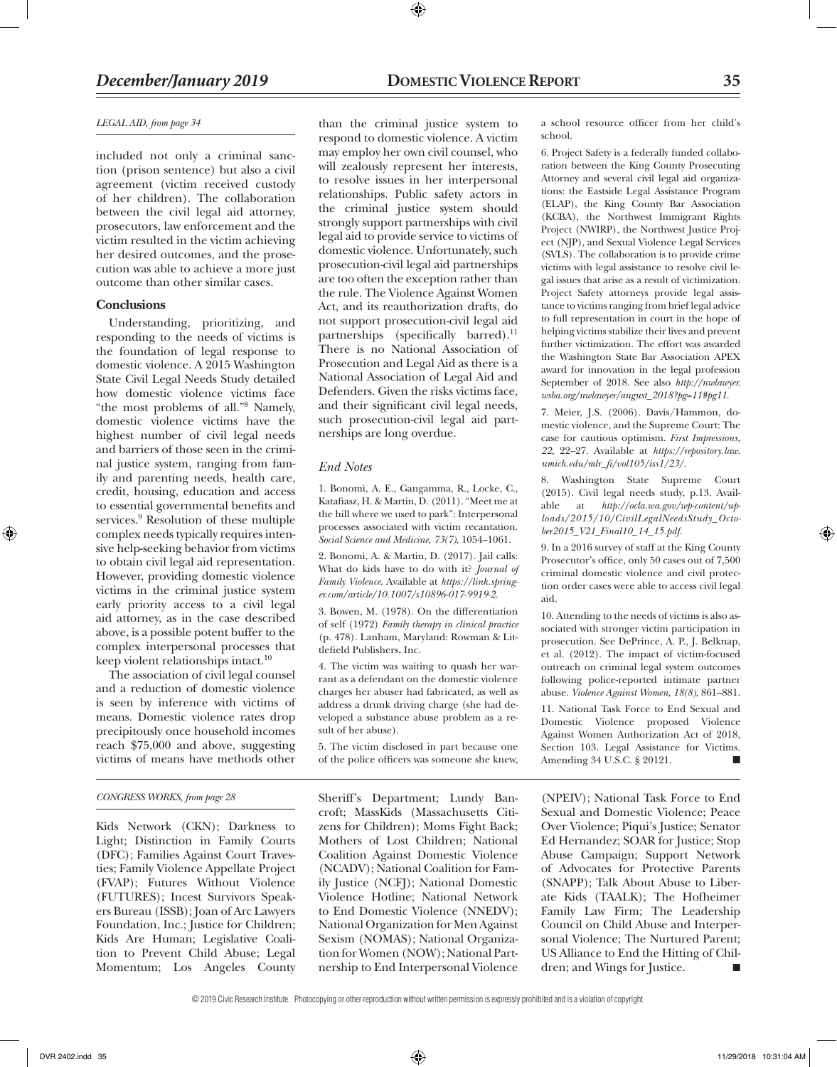*LEGAL AID, from page 34*

included not only a criminal sanction (prison sentence) but also a civil agreement (victim received custody of her children). The collaboration between the civil legal aid attorney, prosecutors, law enforcement and the victim resulted in the victim achieving her desired outcomes, and the prosecution was able to achieve a more just outcome than other similar cases.

**Conclusions**

Understanding, prioritizing, and responding to the needs of victims is the foundation of legal response to domestic violence. A 2015 Washington State Civil Legal Needs Study detailed how domestic violence victims face "the most problems of all."[8] Namely, domestic violence victims have the highest number of civil legal needs and barriers of those seen in the criminal justice system, ranging from family and parenting needs, health care, credit, housing, education and access to essential governmental benefits and services.[9] Resolution of these multiple complex needs typically requires intensive help-seeking behavior from victims to obtain civil legal aid representation. However, providing domestic violence victims in the criminal justice system early priority access to a civil legal aid attorney, as in the case described above, is a possible potent buffer to the complex interpersonal processes that keep violent relationships intact.[10]

The association of civil legal counsel and a reduction of domestic violence is seen by inference with victims of means. Domestic violence rates drop precipitously once household incomes reach $75,000 and above, suggesting victims of means have methods other than the criminal justice system to respond to domestic violence. A victim may employ her own civil counsel, who will zealously represent her interests, to resolve issues in her interpersonal relationships. Public safety actors in the criminal justice system should strongly support partnerships with civil legal aid to provide service to victims of domestic violence. Unfortunately, such prosecution-civil legal aid partnerships are too often the exception rather than the rule. The Violence Against Women Act, and its reauthorization drafts, do not support prosecution-civil legal aid partnerships (specifically barred).[11] There is no National Association of Prosecution and Legal Aid as there is a National Association of Legal Aid and Defenders. Given the risks victims face, and their significant civil legal needs, such prosecution-civil legal aid partnerships are long overdue.

*End Notes*

1. Bonomi, A. E., Gangamma, R., Locke, C., Katafiasz, H. & Martin, D. (2011). "Meet me at the hill where we used to park": Interpersonal processes associated with victim recantation. *Social Science and Medicine, 73(7)*, 1054–1061.

2. Bonomi, A. & Martin, D. (2017). Jail calls: What do kids have to do with it? *Journal of Family Violence*. Available at *https://link.springer.com/article/10.1007/s10896-017-9919-2*.

3. Bowen, M. (1978). On the differentiation of self (1972) *Family therapy in clinical practice* (p. 478). Lanham, Maryland: Rowman & Littlefield Publishers, Inc.

4. The victim was waiting to quash her warrant as a defendant on the domestic violence charges her abuser had fabricated, as well as address a drunk driving charge (she had developed a substance abuse problem as a result of her abuse).

5. The victim disclosed in part because one of the police officers was someone she knew, a school resource officer from her child's school.

6. Project Safety is a federally funded collaboration between the King County Prosecuting Attorney and several civil legal aid organizations: the Eastside Legal Assistance Program (ELAP), the King County Bar Association (KCBA), the Northwest Immigrant Rights Project (NWIRP), the Northwest Justice Project (NJP), and Sexual Violence Legal Services (SVLS). The collaboration is to provide crime victims with legal assistance to resolve civil legal issues that arise as a result of victimization. Project Safety attorneys provide legal assistance to victims ranging from brief legal advice to full representation in court in the hope of helping victims stabilize their lives and prevent further victimization. The effort was awarded the Washington State Bar Association APEX award for innovation in the legal profession September of 2018. See also *http://nwlawyer.wsba.org/nwlawyer/august_2018?pg=11#pg11*.

7. Meier, J.S. (2006). Davis/Hammon, domestic violence, and the Supreme Court: The case for cautious optimism. *First Impressions, 22*, 22–27. Available at *https://repository.law.umich.edu/mlr_fi/vol105/iss1/23/*.

8. Washington State Supreme Court (2015). Civil legal needs study, p.13. Available at *http://ocla.wa.gov/wp-content/uploads/2015/10/CivilLegalNeedsStudy_October2015_V21_Final10_14_15.pdf*.

9. In a 2016 survey of staff at the King County Prosecutor's office, only 50 cases out of 7,500 criminal domestic violence and civil protection order cases were able to access civil legal aid.

10. Attending to the needs of victims is also associated with stronger victim participation in prosecution. See DePrince, A. P., J. Belknap, et al. (2012). The impact of victim-focused outreach on criminal legal system outcomes following police-reported intimate partner abuse. *Violence Against Women, 18(8)*, 861–881.

11. National Task Force to End Sexual and Domestic Violence proposed Violence Against Women Authorization Act of 2018, Section 103. Legal Assistance for Victims. Amending 34 U.S.C. § 20121. ■

---

*CONGRESS WORKS, from page 28*

Kids Network (CKN); Darkness to Light; Distinction in Family Courts (DFC); Families Against Court Travesties; Family Violence Appellate Project (FVAP); Futures Without Violence (FUTURES); Incest Survivors Speakers Bureau (ISSB); Joan of Arc Lawyers Foundation, Inc.; Justice for Children; Kids Are Human; Legislative Coalition to Prevent Child Abuse; Legal Momentum; Los Angeles County Sheriff's Department; Lundy Bancroft; MassKids (Massachusetts Citizens for Children); Moms Fight Back; Mothers of Lost Children; National Coalition Against Domestic Violence (NCADV); National Coalition for Family Justice (NCFJ); National Domestic Violence Hotline; National Network to End Domestic Violence (NNEDV); National Organization for Men Against Sexism (NOMAS); National Organization for Women (NOW); National Partnership to End Interpersonal Violence (NPEIV); National Task Force to End Sexual and Domestic Violence; Peace Over Violence; Piqui's Justice; Senator Ed Hernandez; SOAR for Justice; Stop Abuse Campaign; Support Network of Advocates for Protective Parents (SNAPP); Talk About Abuse to Liberate Kids (TAALK); The Hofheimer Family Law Firm; The Leadership Council on Child Abuse and Interpersonal Violence; The Nurtured Parent; US Alliance to End the Hitting of Children; and Wings for Justice. ■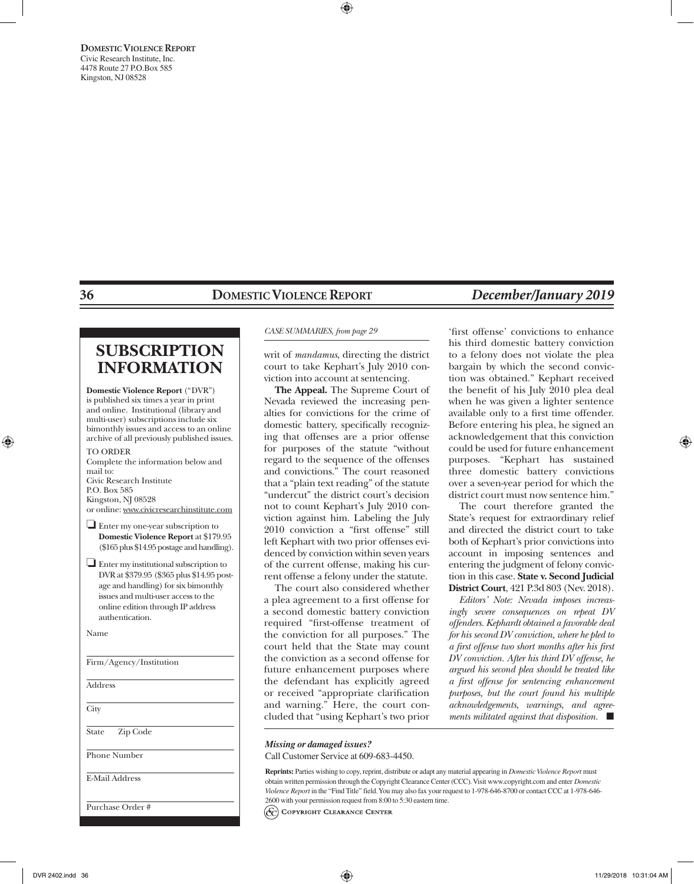**DOMESTIC VIOLENCE REPORT**
Civic Research Institute, Inc.
4478 Route 27 P.O.Box 585
Kingston, NJ 08528

*CASE SUMMARIES, from page 29*

writ of *mandamus*, directing the district court to take Kephart's July 2010 conviction into account at sentencing.

**The Appeal.** The Supreme Court of Nevada reviewed the increasing penalties for convictions for the crime of domestic battery, specifically recognizing that offenses are a prior offense for purposes of the statute "without regard to the sequence of the offenses and convictions." The court reasoned that a "plain text reading" of the statute "undercut" the district court's decision not to count Kephart's July 2010 conviction against him. Labeling the July 2010 conviction a "first offense" still left Kephart with two prior offenses evidenced by conviction within seven years of the current offense, making his current offense a felony under the statute.

The court also considered whether a plea agreement to a first offense for a second domestic battery conviction required "first-offense treatment of the conviction for all purposes." The court held that the State may count the conviction as a second offense for future enhancement purposes where the defendant has explicitly agreed or received "appropriate clarification and warning." Here, the court concluded that "using Kephart's two prior 'first offense' convictions to enhance his third domestic battery conviction to a felony does not violate the plea bargain by which the second conviction was obtained." Kephart received the benefit of his July 2010 plea deal when he was given a lighter sentence available only to a first time offender. Before entering his plea, he signed an acknowledgement that this conviction could be used for future enhancement purposes. "Kephart has sustained three domestic battery convictions over a seven-year period for which the district court must now sentence him."

The court therefore granted the State's request for extraordinary relief and directed the district court to take both of Kephart's prior convictions into account in imposing sentences and entering the judgment of felony conviction in this case. **State v. Second Judicial District Court**, 421 P.3d 803 (Nev. 2018).

*Editors' Note: Nevada imposes increasingly severe consequences on repeat DV offenders. Kephardt obtained a favorable deal for his second DV conviction, where he pled to a first offense two short months after his first DV conviction. After his third DV offense, he argued his second plea should be treated like a first offense for sentencing enhancement purposes, but the court found his multiple acknowledgements, warnings, and agreements militated against that disposition.* ■

## SUBSCRIPTION INFORMATION

**Domestic Violence Report** ("DVR") is published six times a year in print and online. Institutional (library and multi-user) subscriptions include six bimonthly issues and access to an online archive of all previously published issues.

TO ORDER
Complete the information below and mail to:
Civic Research Institute
P.O. Box 585
Kingston, NJ 08528
or online: www.civicresearchinstitute.com

❏ Enter my one-year subscription to **Domestic Violence Report** at $179.95 ($165 plus $14.95 postage and handling).

❏ Enter my institutional subscription to DVR at $379.95 ($365 plus $14.95 postage and handling) for six bimonthly issues and multi-user access to the online edition through IP address authentication.

Name

Firm/Agency/Institution

Address

City

State Zip Code

Phone Number

E-Mail Address

Purchase Order #

***Missing or damaged issues?***
Call Customer Service at 609-683-4450.

**Reprints:** Parties wishing to copy, reprint, distribute or adapt any material appearing in *Domestic Violence Report* must obtain written permission through the Copyright Clearance Center (CCC). Visit www.copyright.com and enter *Domestic Violence Report* in the "Find Title" field. You may also fax your request to 1-978-646-8700 or contact CCC at 1-978-646-2600 with your permission request from 8:00 to 5:30 eastern time.

COPYRIGHT CLEARANCE CENTER